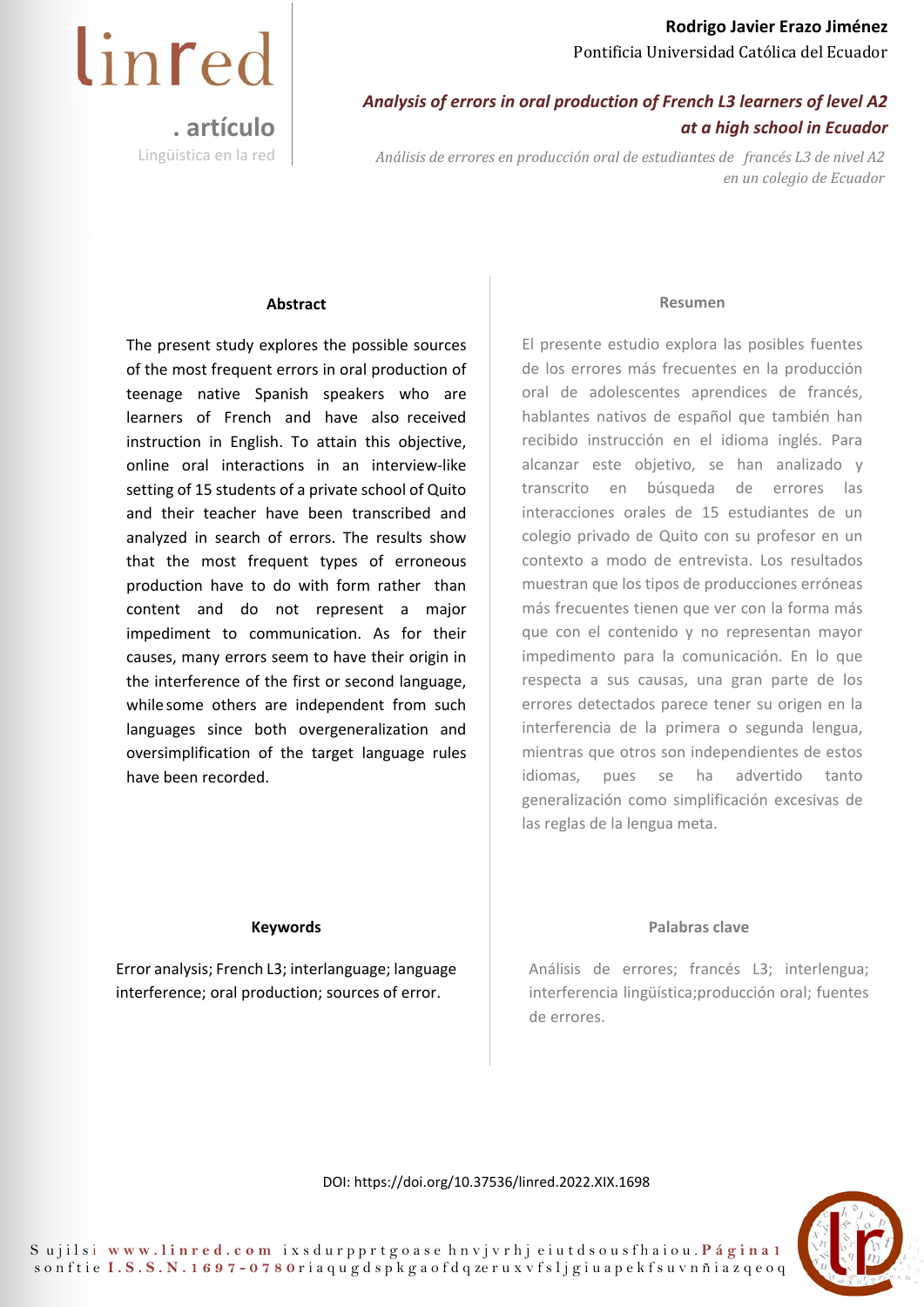**Rodrigo Javier Erazo Jiménez**
Pontificia Universidad Católica del Ecuador

# *Analysis of errors in oral production of French L3 learners of level A2 at a high school in Ecuador*

*Análisis de errores en producción oral de estudiantes de francés L3 de nivel A2 en un colegio de Ecuador*

### Abstract

The present study explores the possible sources of the most frequent errors in oral production of teenage native Spanish speakers who are learners of French and have also received instruction in English. To attain this objective, online oral interactions in an interview-like setting of 15 students of a private school of Quito and their teacher have been transcribed and analyzed in search of errors. The results show that the most frequent types of erroneous production have to do with form rather than content and do not represent a major impediment to communication. As for their causes, many errors seem to have their origin in the interference of the first or second language, while some others are independent from such languages since both overgeneralization and oversimplification of the target language rules have been recorded.

### Resumen

El presente estudio explora las posibles fuentes de los errores más frecuentes en la producción oral de adolescentes aprendices de francés, hablantes nativos de español que también han recibido instrucción en el idioma inglés. Para alcanzar este objetivo, se han analizado y transcrito en búsqueda de errores las interacciones orales de 15 estudiantes de un colegio privado de Quito con su profesor en un contexto a modo de entrevista. Los resultados muestran que los tipos de producciones erróneas más frecuentes tienen que ver con la forma más que con el contenido y no representan mayor impedimento para la comunicación. En lo que respecta a sus causas, una gran parte de los errores detectados parece tener su origen en la interferencia de la primera o segunda lengua, mientras que otros son independientes de estos idiomas, pues se ha advertido tanto generalización como simplificación excesivas de las reglas de la lengua meta.

### Keywords

Error analysis; French L3; interlanguage; language interference; oral production; sources of error.

### Palabras clave

Análisis de errores; francés L3; interlengua; interferencia lingüística;producción oral; fuentes de errores.

DOI: https://doi.org/10.37536/linred.2022.XIX.1698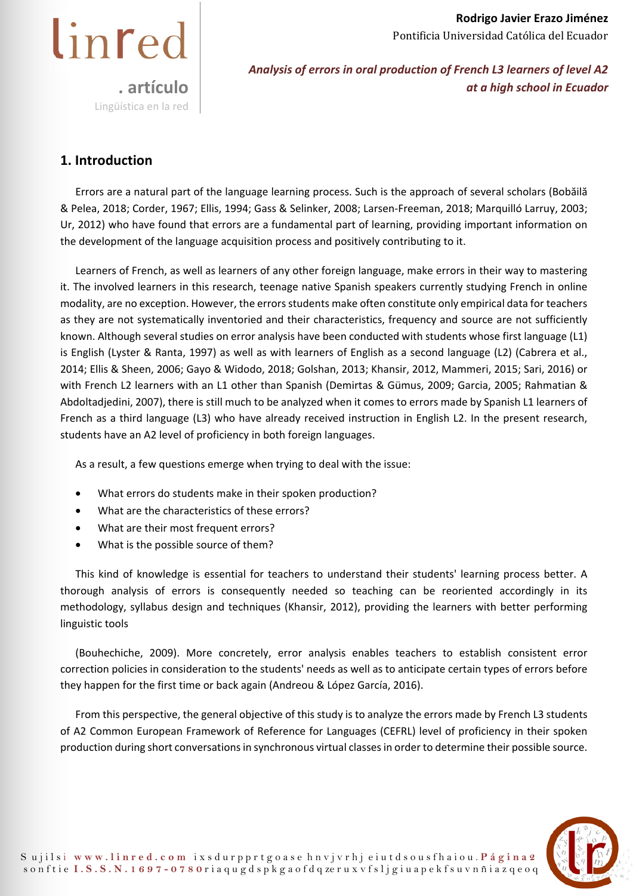## 1. Introduction

Errors are a natural part of the language learning process. Such is the approach of several scholars (Bobăilă & Pelea, 2018; Corder, 1967; Ellis, 1994; Gass & Selinker, 2008; Larsen-Freeman, 2018; Marquilló Larruy, 2003; Ur, 2012) who have found that errors are a fundamental part of learning, providing important information on the development of the language acquisition process and positively contributing to it.

Learners of French, as well as learners of any other foreign language, make errors in their way to mastering it. The involved learners in this research, teenage native Spanish speakers currently studying French in online modality, are no exception. However, the errors students make often constitute only empirical data for teachers as they are not systematically inventoried and their characteristics, frequency and source are not sufficiently known. Although several studies on error analysis have been conducted with students whose first language (L1) is English (Lyster & Ranta, 1997) as well as with learners of English as a second language (L2) (Cabrera et al., 2014; Ellis & Sheen, 2006; Gayo & Widodo, 2018; Golshan, 2013; Khansir, 2012, Mammeri, 2015; Sari, 2016) or with French L2 learners with an L1 other than Spanish (Demirtas & Gümus, 2009; Garcia, 2005; Rahmatian & Abdoltadjedini, 2007), there is still much to be analyzed when it comes to errors made by Spanish L1 learners of French as a third language (L3) who have already received instruction in English L2. In the present research, students have an A2 level of proficiency in both foreign languages.

As a result, a few questions emerge when trying to deal with the issue:

- What errors do students make in their spoken production?
- What are the characteristics of these errors?
- What are their most frequent errors?
- What is the possible source of them?

This kind of knowledge is essential for teachers to understand their students' learning process better. A thorough analysis of errors is consequently needed so teaching can be reoriented accordingly in its methodology, syllabus design and techniques (Khansir, 2012), providing the learners with better performing linguistic tools

(Bouhechiche, 2009). More concretely, error analysis enables teachers to establish consistent error correction policies in consideration to the students' needs as well as to anticipate certain types of errors before they happen for the first time or back again (Andreou & López García, 2016).

From this perspective, the general objective of this study is to analyze the errors made by French L3 students of A2 Common European Framework of Reference for Languages (CEFRL) level of proficiency in their spoken production during short conversations in synchronous virtual classes in order to determine their possible source.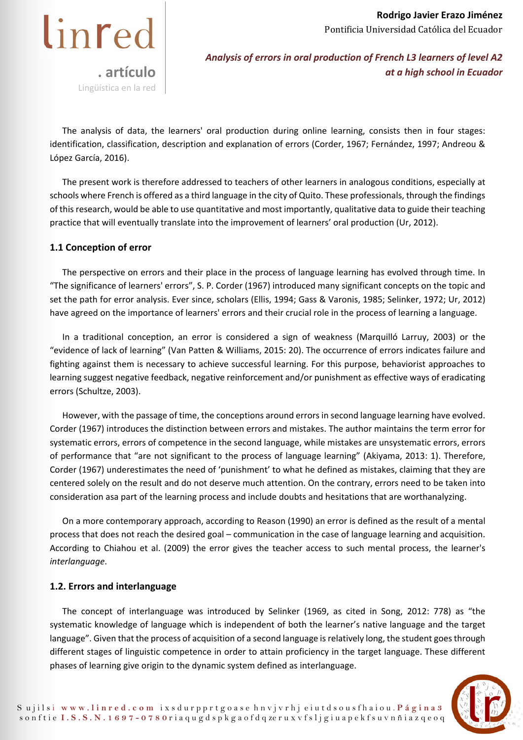The analysis of data, the learners' oral production during online learning, consists then in four stages: identification, classification, description and explanation of errors (Corder, 1967; Fernández, 1997; Andreou & López García, 2016).

The present work is therefore addressed to teachers of other learners in analogous conditions, especially at schools where French is offered as a third language in the city of Quito. These professionals, through the findings of this research, would be able to use quantitative and most importantly, qualitative data to guide their teaching practice that will eventually translate into the improvement of learners' oral production (Ur, 2012).

## 1.1 Conception of error

The perspective on errors and their place in the process of language learning has evolved through time. In "The significance of learners' errors", S. P. Corder (1967) introduced many significant concepts on the topic and set the path for error analysis. Ever since, scholars (Ellis, 1994; Gass & Varonis, 1985; Selinker, 1972; Ur, 2012) have agreed on the importance of learners' errors and their crucial role in the process of learning a language.

In a traditional conception, an error is considered a sign of weakness (Marquilló Larruy, 2003) or the "evidence of lack of learning" (Van Patten & Williams, 2015: 20). The occurrence of errors indicates failure and fighting against them is necessary to achieve successful learning. For this purpose, behaviorist approaches to learning suggest negative feedback, negative reinforcement and/or punishment as effective ways of eradicating errors (Schultze, 2003).

However, with the passage of time, the conceptions around errors in second language learning have evolved. Corder (1967) introduces the distinction between errors and mistakes. The author maintains the term error for systematic errors, errors of competence in the second language, while mistakes are unsystematic errors, errors of performance that "are not significant to the process of language learning" (Akiyama, 2013: 1). Therefore, Corder (1967) underestimates the need of 'punishment' to what he defined as mistakes, claiming that they are centered solely on the result and do not deserve much attention. On the contrary, errors need to be taken into consideration asa part of the learning process and include doubts and hesitations that are worthanalyzing.

On a more contemporary approach, according to Reason (1990) an error is defined as the result of a mental process that does not reach the desired goal – communication in the case of language learning and acquisition. According to Chiahou et al. (2009) the error gives the teacher access to such mental process, the learner's *interlanguage*.

## 1.2. Errors and interlanguage

The concept of interlanguage was introduced by Selinker (1969, as cited in Song, 2012: 778) as "the systematic knowledge of language which is independent of both the learner's native language and the target language". Given that the process of acquisition of a second language is relatively long, the student goes through different stages of linguistic competence in order to attain proficiency in the target language. These different phases of learning give origin to the dynamic system defined as interlanguage.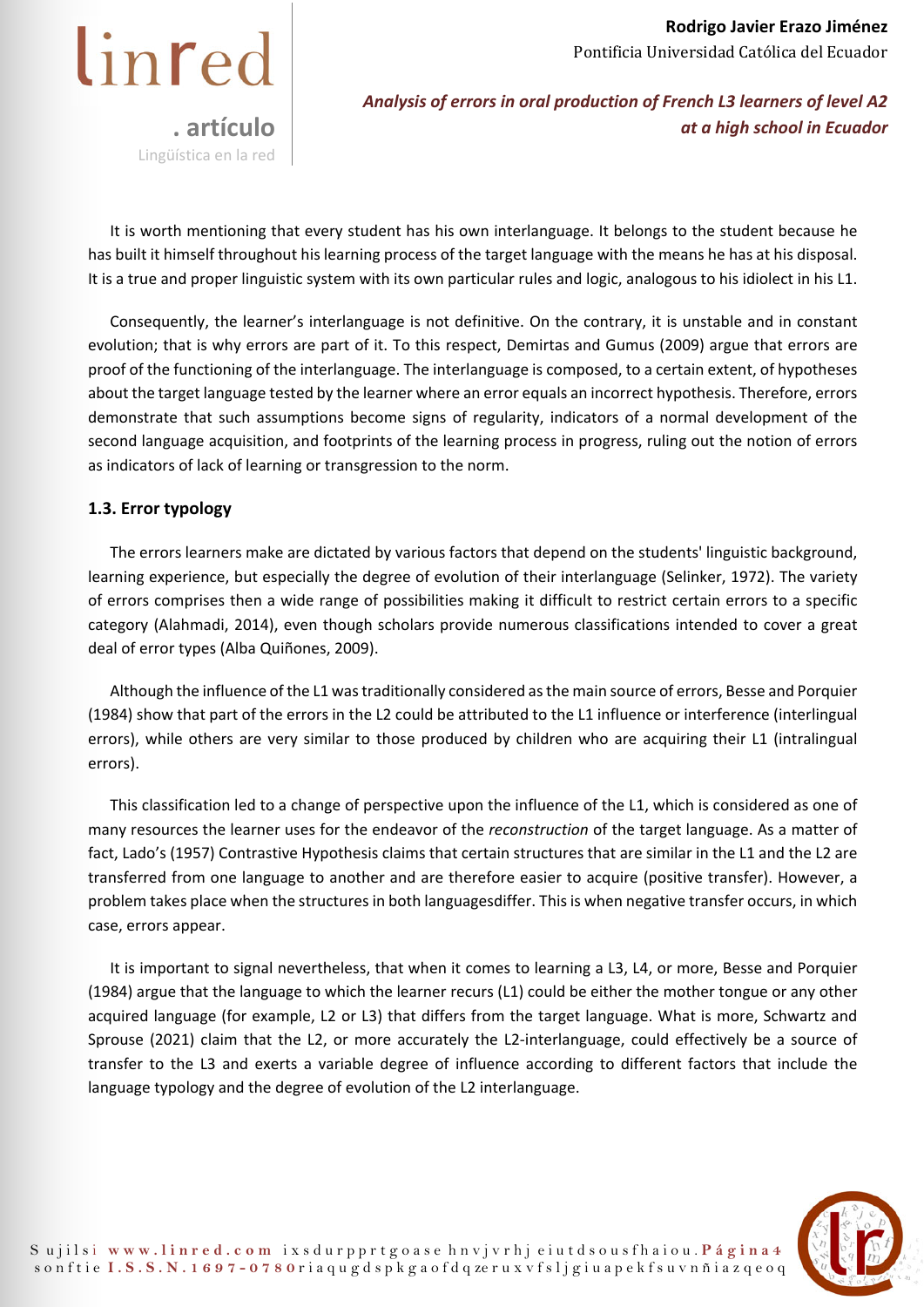It is worth mentioning that every student has his own interlanguage. It belongs to the student because he has built it himself throughout his learning process of the target language with the means he has at his disposal. It is a true and proper linguistic system with its own particular rules and logic, analogous to his idiolect in his L1.

Consequently, the learner's interlanguage is not definitive. On the contrary, it is unstable and in constant evolution; that is why errors are part of it. To this respect, Demirtas and Gumus (2009) argue that errors are proof of the functioning of the interlanguage. The interlanguage is composed, to a certain extent, of hypotheses about the target language tested by the learner where an error equals an incorrect hypothesis. Therefore, errors demonstrate that such assumptions become signs of regularity, indicators of a normal development of the second language acquisition, and footprints of the learning process in progress, ruling out the notion of errors as indicators of lack of learning or transgression to the norm.

### 1.3. Error typology

The errors learners make are dictated by various factors that depend on the students' linguistic background, learning experience, but especially the degree of evolution of their interlanguage (Selinker, 1972). The variety of errors comprises then a wide range of possibilities making it difficult to restrict certain errors to a specific category (Alahmadi, 2014), even though scholars provide numerous classifications intended to cover a great deal of error types (Alba Quiñones, 2009).

Although the influence of the L1 was traditionally considered as the main source of errors, Besse and Porquier (1984) show that part of the errors in the L2 could be attributed to the L1 influence or interference (interlingual errors), while others are very similar to those produced by children who are acquiring their L1 (intralingual errors).

This classification led to a change of perspective upon the influence of the L1, which is considered as one of many resources the learner uses for the endeavor of the *reconstruction* of the target language. As a matter of fact, Lado's (1957) Contrastive Hypothesis claims that certain structures that are similar in the L1 and the L2 are transferred from one language to another and are therefore easier to acquire (positive transfer). However, a problem takes place when the structures in both languagesdiffer. This is when negative transfer occurs, in which case, errors appear.

It is important to signal nevertheless, that when it comes to learning a L3, L4, or more, Besse and Porquier (1984) argue that the language to which the learner recurs (L1) could be either the mother tongue or any other acquired language (for example, L2 or L3) that differs from the target language. What is more, Schwartz and Sprouse (2021) claim that the L2, or more accurately the L2-interlanguage, could effectively be a source of transfer to the L3 and exerts a variable degree of influence according to different factors that include the language typology and the degree of evolution of the L2 interlanguage.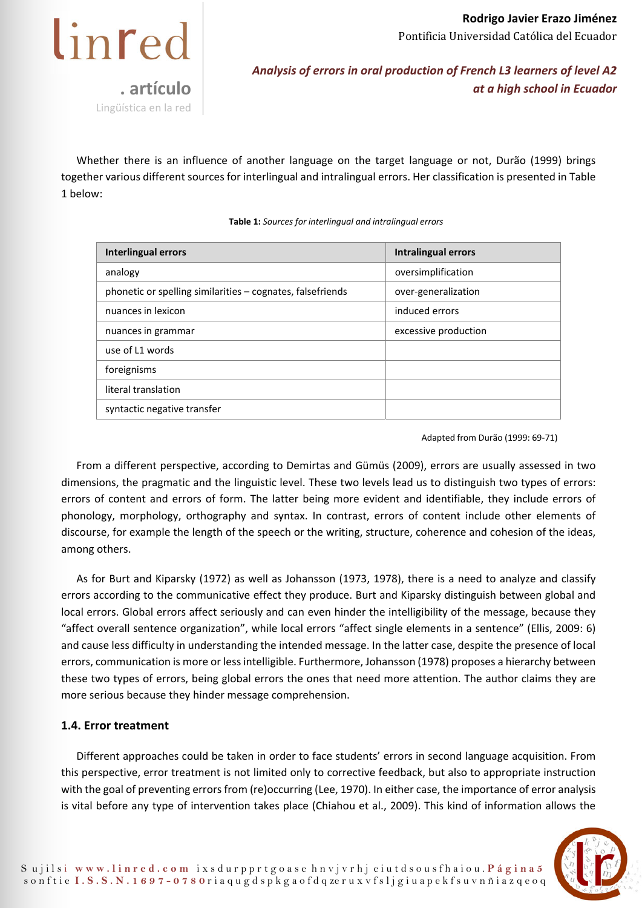Whether there is an influence of another language on the target language or not, Durão (1999) brings together various different sources for interlingual and intralingual errors. Her classification is presented in Table 1 below:

**Table 1:** *Sources for interlingual and intralingual errors*

| Interlingual errors | Intralingual errors |
| --- | --- |
| analogy | oversimplification |
| phonetic or spelling similarities – cognates, falsefriends | over-generalization |
| nuances in lexicon | induced errors |
| nuances in grammar | excessive production |
| use of L1 words | |
| foreignisms | |
| literal translation | |
| syntactic negative transfer | |

Adapted from Durão (1999: 69-71)

From a different perspective, according to Demirtas and Gümüs (2009), errors are usually assessed in two dimensions, the pragmatic and the linguistic level. These two levels lead us to distinguish two types of errors: errors of content and errors of form. The latter being more evident and identifiable, they include errors of phonology, morphology, orthography and syntax. In contrast, errors of content include other elements of discourse, for example the length of the speech or the writing, structure, coherence and cohesion of the ideas, among others.

As for Burt and Kiparsky (1972) as well as Johansson (1973, 1978), there is a need to analyze and classify errors according to the communicative effect they produce. Burt and Kiparsky distinguish between global and local errors. Global errors affect seriously and can even hinder the intelligibility of the message, because they "affect overall sentence organization", while local errors "affect single elements in a sentence" (Ellis, 2009: 6) and cause less difficulty in understanding the intended message. In the latter case, despite the presence of local errors, communication is more or less intelligible. Furthermore, Johansson (1978) proposes a hierarchy between these two types of errors, being global errors the ones that need more attention. The author claims they are more serious because they hinder message comprehension.

### 1.4. Error treatment

Different approaches could be taken in order to face students' errors in second language acquisition. From this perspective, error treatment is not limited only to corrective feedback, but also to appropriate instruction with the goal of preventing errors from (re)occurring (Lee, 1970). In either case, the importance of error analysis is vital before any type of intervention takes place (Chiahou et al., 2009). This kind of information allows the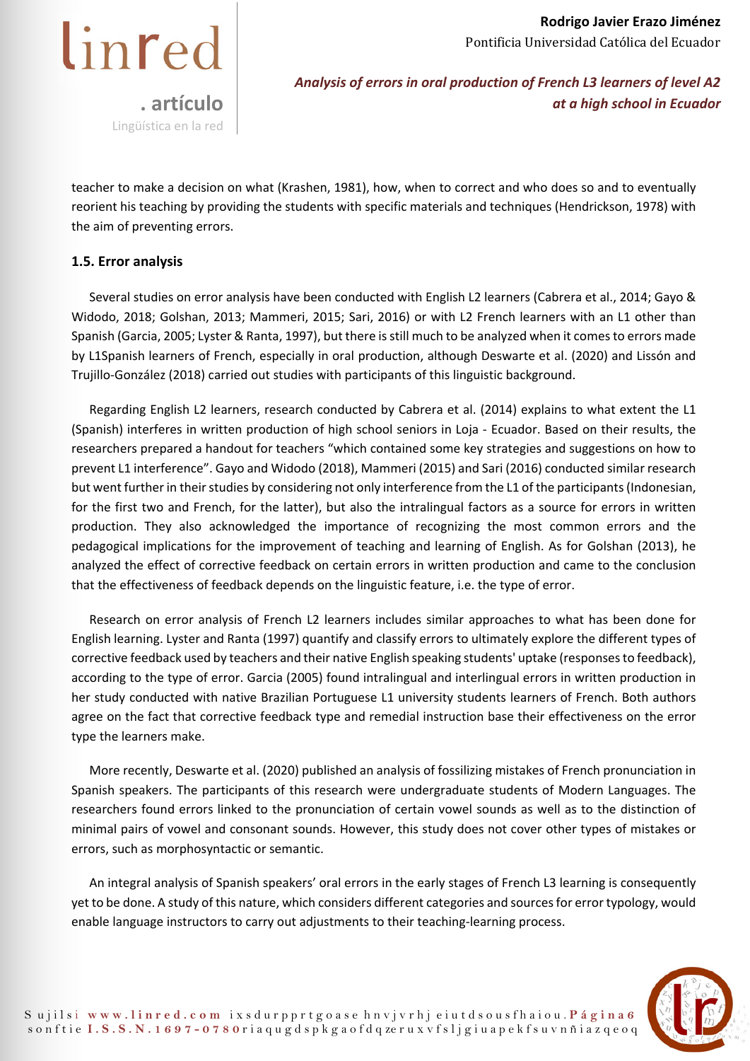teacher to make a decision on what (Krashen, 1981), how, when to correct and who does so and to eventually reorient his teaching by providing the students with specific materials and techniques (Hendrickson, 1978) with the aim of preventing errors.

### 1.5. Error analysis

Several studies on error analysis have been conducted with English L2 learners (Cabrera et al., 2014; Gayo & Widodo, 2018; Golshan, 2013; Mammeri, 2015; Sari, 2016) or with L2 French learners with an L1 other than Spanish (Garcia, 2005; Lyster & Ranta, 1997), but there is still much to be analyzed when it comes to errors made by L1Spanish learners of French, especially in oral production, although Deswarte et al. (2020) and Lissón and Trujillo-González (2018) carried out studies with participants of this linguistic background.

Regarding English L2 learners, research conducted by Cabrera et al. (2014) explains to what extent the L1 (Spanish) interferes in written production of high school seniors in Loja - Ecuador. Based on their results, the researchers prepared a handout for teachers "which contained some key strategies and suggestions on how to prevent L1 interference". Gayo and Widodo (2018), Mammeri (2015) and Sari (2016) conducted similar research but went further in their studies by considering not only interference from the L1 of the participants (Indonesian, for the first two and French, for the latter), but also the intralingual factors as a source for errors in written production. They also acknowledged the importance of recognizing the most common errors and the pedagogical implications for the improvement of teaching and learning of English. As for Golshan (2013), he analyzed the effect of corrective feedback on certain errors in written production and came to the conclusion that the effectiveness of feedback depends on the linguistic feature, i.e. the type of error.

Research on error analysis of French L2 learners includes similar approaches to what has been done for English learning. Lyster and Ranta (1997) quantify and classify errors to ultimately explore the different types of corrective feedback used by teachers and their native English speaking students' uptake (responses to feedback), according to the type of error. Garcia (2005) found intralingual and interlingual errors in written production in her study conducted with native Brazilian Portuguese L1 university students learners of French. Both authors agree on the fact that corrective feedback type and remedial instruction base their effectiveness on the error type the learners make.

More recently, Deswarte et al. (2020) published an analysis of fossilizing mistakes of French pronunciation in Spanish speakers. The participants of this research were undergraduate students of Modern Languages. The researchers found errors linked to the pronunciation of certain vowel sounds as well as to the distinction of minimal pairs of vowel and consonant sounds. However, this study does not cover other types of mistakes or errors, such as morphosyntactic or semantic.

An integral analysis of Spanish speakers' oral errors in the early stages of French L3 learning is consequently yet to be done. A study of this nature, which considers different categories and sources for error typology, would enable language instructors to carry out adjustments to their teaching-learning process.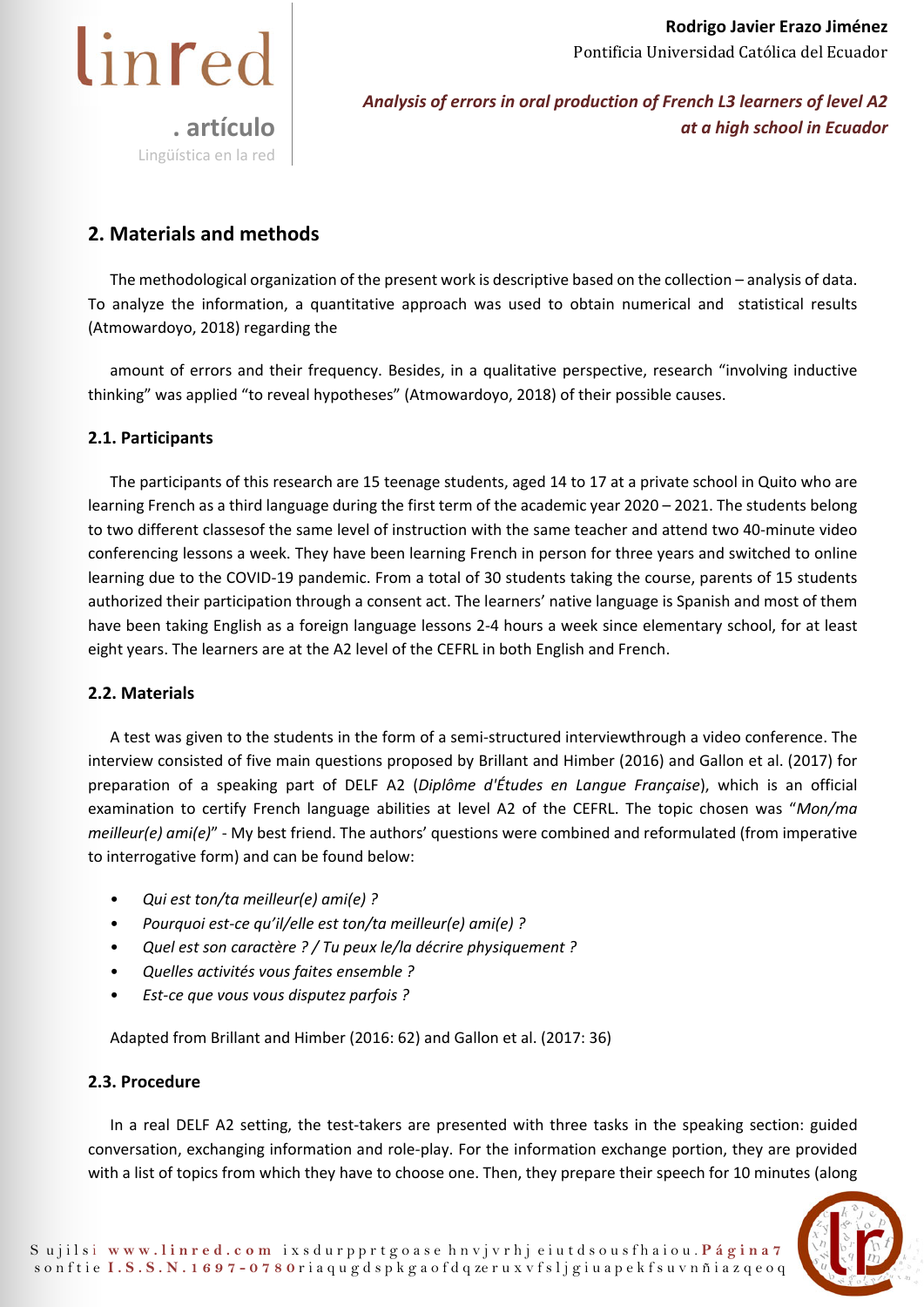## 2. Materials and methods

The methodological organization of the present work is descriptive based on the collection – analysis of data. To analyze the information, a quantitative approach was used to obtain numerical and statistical results (Atmowardoyo, 2018) regarding the

amount of errors and their frequency. Besides, in a qualitative perspective, research "involving inductive thinking" was applied "to reveal hypotheses" (Atmowardoyo, 2018) of their possible causes.

### 2.1. Participants

The participants of this research are 15 teenage students, aged 14 to 17 at a private school in Quito who are learning French as a third language during the first term of the academic year 2020 – 2021. The students belong to two different classesof the same level of instruction with the same teacher and attend two 40-minute video conferencing lessons a week. They have been learning French in person for three years and switched to online learning due to the COVID-19 pandemic. From a total of 30 students taking the course, parents of 15 students authorized their participation through a consent act. The learners' native language is Spanish and most of them have been taking English as a foreign language lessons 2-4 hours a week since elementary school, for at least eight years. The learners are at the A2 level of the CEFRL in both English and French.

### 2.2. Materials

A test was given to the students in the form of a semi-structured interviewthrough a video conference. The interview consisted of five main questions proposed by Brillant and Himber (2016) and Gallon et al. (2017) for preparation of a speaking part of DELF A2 (*Diplôme d'Études en Langue Française*), which is an official examination to certify French language abilities at level A2 of the CEFRL. The topic chosen was "*Mon/ma meilleur(e) ami(e)*" - My best friend. The authors' questions were combined and reformulated (from imperative to interrogative form) and can be found below:

- *Qui est ton/ta meilleur(e) ami(e) ?*
- *Pourquoi est-ce qu'il/elle est ton/ta meilleur(e) ami(e) ?*
- *Quel est son caractère ? / Tu peux le/la décrire physiquement ?*
- *Quelles activités vous faites ensemble ?*
- *Est-ce que vous vous disputez parfois ?*

Adapted from Brillant and Himber (2016: 62) and Gallon et al. (2017: 36)

### 2.3. Procedure

In a real DELF A2 setting, the test-takers are presented with three tasks in the speaking section: guided conversation, exchanging information and role-play. For the information exchange portion, they are provided with a list of topics from which they have to choose one. Then, they prepare their speech for 10 minutes (along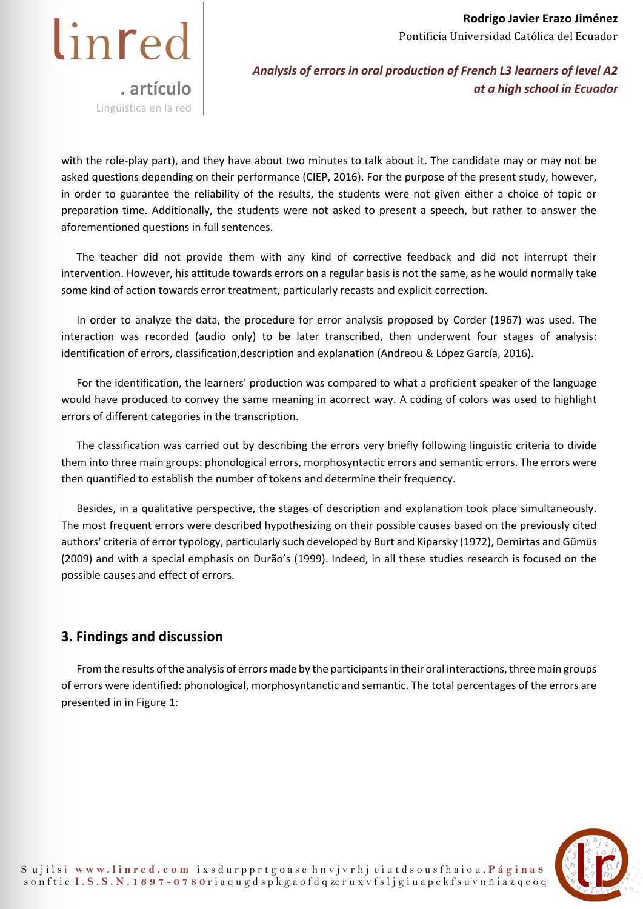with the role-play part), and they have about two minutes to talk about it. The candidate may or may not be asked questions depending on their performance (CIEP, 2016). For the purpose of the present study, however, in order to guarantee the reliability of the results, the students were not given either a choice of topic or preparation time. Additionally, the students were not asked to present a speech, but rather to answer the aforementioned questions in full sentences.

The teacher did not provide them with any kind of corrective feedback and did not interrupt their intervention. However, his attitude towards errors on a regular basis is not the same, as he would normally take some kind of action towards error treatment, particularly recasts and explicit correction.

In order to analyze the data, the procedure for error analysis proposed by Corder (1967) was used. The interaction was recorded (audio only) to be later transcribed, then underwent four stages of analysis: identification of errors, classification,description and explanation (Andreou & López García, 2016).

For the identification, the learners' production was compared to what a proficient speaker of the language would have produced to convey the same meaning in acorrect way. A coding of colors was used to highlight errors of different categories in the transcription.

The classification was carried out by describing the errors very briefly following linguistic criteria to divide them into three main groups: phonological errors, morphosyntactic errors and semantic errors. The errors were then quantified to establish the number of tokens and determine their frequency.

Besides, in a qualitative perspective, the stages of description and explanation took place simultaneously. The most frequent errors were described hypothesizing on their possible causes based on the previously cited authors' criteria of error typology, particularly such developed by Burt and Kiparsky (1972), Demirtas and Gümüs (2009) and with a special emphasis on Durão's (1999). Indeed, in all these studies research is focused on the possible causes and effect of errors.

## 3. Findings and discussion

From the results of the analysis of errors made by the participants in their oral interactions, three main groups of errors were identified: phonological, morphosyntanctic and semantic. The total percentages of the errors are presented in in Figure 1: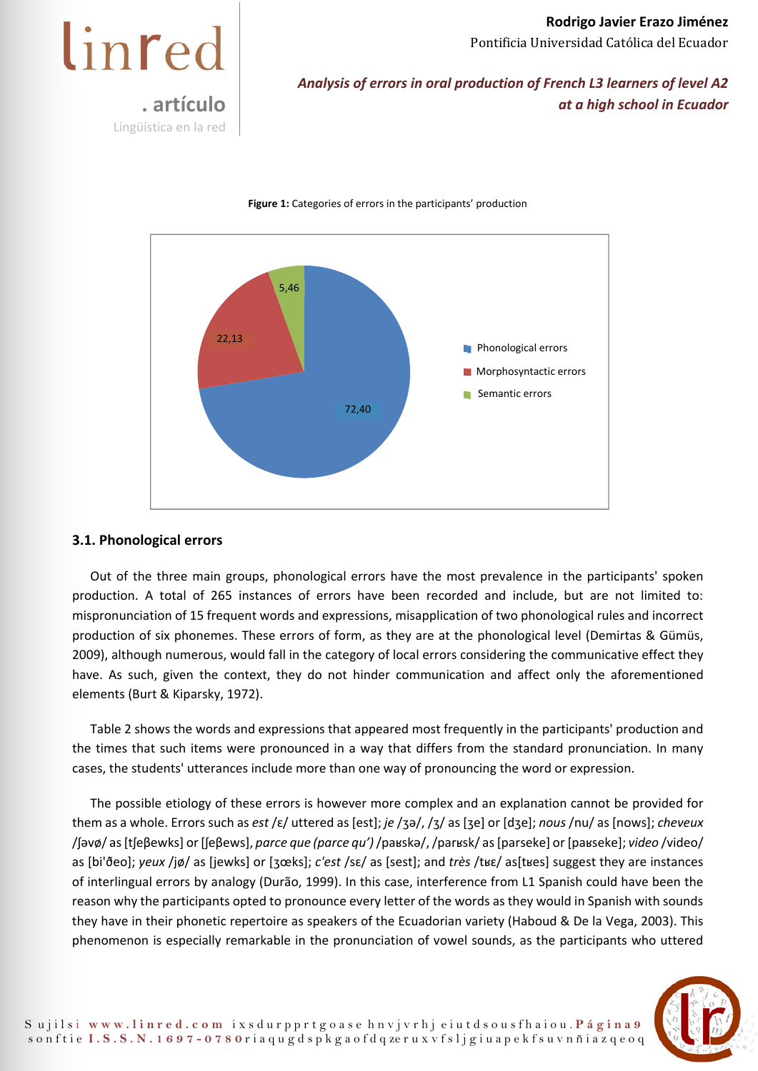**Figure 1:** Categories of errors in the participants' production

| Category | % |
|---|---|
| Phonological errors | 72,40 |
| Morphosyntactic errors | 22,13 |
| Semantic errors | 5,46 |

### 3.1. Phonological errors

Out of the three main groups, phonological errors have the most prevalence in the participants' spoken production. A total of 265 instances of errors have been recorded and include, but are not limited to: mispronunciation of 15 frequent words and expressions, misapplication of two phonological rules and incorrect production of six phonemes. These errors of form, as they are at the phonological level (Demirtas & Gümüs, 2009), although numerous, would fall in the category of local errors considering the communicative effect they have. As such, given the context, they do not hinder communication and affect only the aforementioned elements (Burt & Kiparsky, 1972).

Table 2 shows the words and expressions that appeared most frequently in the participants' production and the times that such items were pronounced in a way that differs from the standard pronunciation. In many cases, the students' utterances include more than one way of pronouncing the word or expression.

The possible etiology of these errors is however more complex and an explanation cannot be provided for them as a whole. Errors such as *est* /ɛ/ uttered as [est]; *je* /ʒə/, /ʒ/ as [ʒe] or [dʒe]; *nous* /nu/ as [nows]; *cheveux* /ʃəvø/ as [tʃeβewks] or [ʃeβews], *parce que (parce qu')* /paʁskə/, /parʁsk/ as [parseke] or [paʁseke]; *video* /video/ as [bi'ðeo]; *yeux* /jø/ as [jewks] or [ʒœks]; *c'est* /sɛ/ as [sest]; and *très* /tʁɛ/ as[tʁes] suggest they are instances of interlingual errors by analogy (Durão, 1999). In this case, interference from L1 Spanish could have been the reason why the participants opted to pronounce every letter of the words as they would in Spanish with sounds they have in their phonetic repertoire as speakers of the Ecuadorian variety (Haboud & De la Vega, 2003). This phenomenon is especially remarkable in the pronunciation of vowel sounds, as the participants who uttered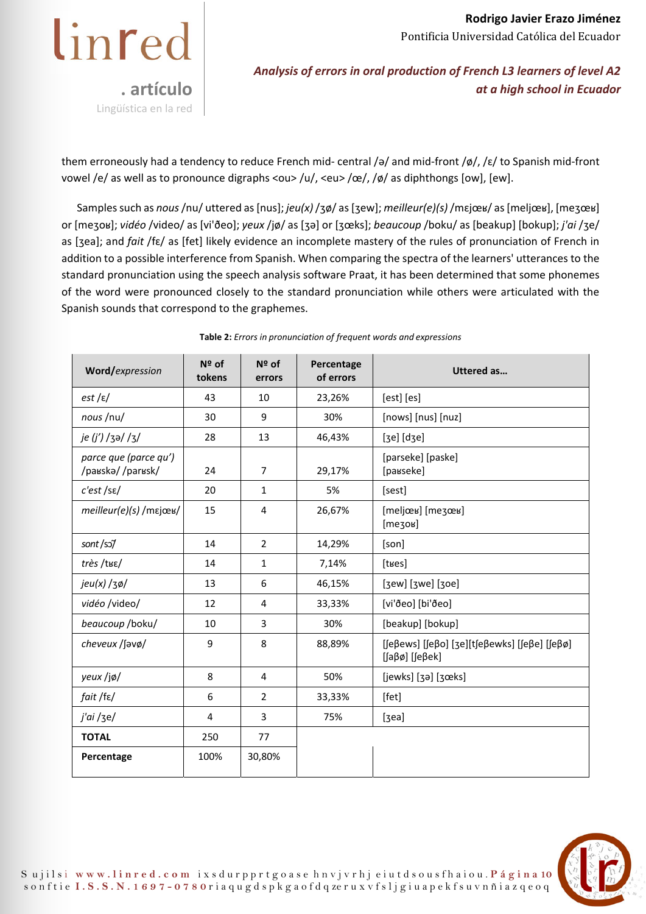them erroneously had a tendency to reduce French mid- central /ə/ and mid-front /ø/, /ɛ/ to Spanish mid-front vowel /e/ as well as to pronounce digraphs <ou> /u/, <eu> /œ/, /ø/ as diphthongs [ow], [ew].

Samples such as *nous* /nu/ uttered as [nus]; *jeu(x)* /ʒø/ as [ʒew]; *meilleur(e)(s)* /mɛjœʁ/ as [meljœʁ], [meʒœʁ] or [meʒoʁ]; *vidéo* /video/ as [vi'ðeo]; *yeux* /jø/ as [ʒə] or [ʒœks]; *beaucoup* /boku/ as [beakup] [bokup]; *j'ai* /ʒe/ as [ʒea]; and *fait* /fɛ/ as [fet] likely evidence an incomplete mastery of the rules of pronunciation of French in addition to a possible interference from Spanish. When comparing the spectra of the learners' utterances to the standard pronunciation using the speech analysis software Praat, it has been determined that some phonemes of the word were pronounced closely to the standard pronunciation while others were articulated with the Spanish sounds that correspond to the graphemes.

**Table 2:** *Errors in pronunciation of frequent words and expressions*

| **Word/*expression*** | **Nº of tokens** | **Nº of errors** | **Percentage of errors** | **Uttered as…** |
|---|---|---|---|---|
| *est* /ɛ/ | 43 | 10 | 23,26% | [est] [es] |
| *nous* /nu/ | 30 | 9 | 30% | [nows] [nus] [nuz] |
| *je (j')* /ʒə/ /ʒ/ | 28 | 13 | 46,43% | [ʒe] [dʒe] |
| *parce que (parce qu')* /paʁskə/ /paʁsk/ | 24 | 7 | 29,17% | [parseke] [paske] [paʁseke] |
| *c'est* /sɛ/ | 20 | 1 | 5% | [sest] |
| *meilleur(e)(s)* /mɛjœʁ/ | 15 | 4 | 26,67% | [meljœʁ] [meʒœʁ] [meʒoʁ] |
| *sont* /sɔ̃/ | 14 | 2 | 14,29% | [son] |
| *très* /tʁɛ/ | 14 | 1 | 7,14% | [tʁes] |
| *jeu(x)* /ʒø/ | 13 | 6 | 46,15% | [ʒew] [ʒwe] [ʒoe] |
| *vidéo* /video/ | 12 | 4 | 33,33% | [vi'ðeo] [bi'ðeo] |
| *beaucoup* /boku/ | 10 | 3 | 30% | [beakup] [bokup] |
| *cheveux* /ʃəvø/ | 9 | 8 | 88,89% | [ʃeβews] [ʃeβo] [ʒe][tʃeβewks] [ʃeβe] [ʃeβø] [ʃaβø] [ʃeβek] |
| *yeux* /jø/ | 8 | 4 | 50% | [jewks] [ʒə] [ʒœks] |
| *fait* /fɛ/ | 6 | 2 | 33,33% | [fet] |
| *j'ai* /ʒe/ | 4 | 3 | 75% | [ʒea] |
| **TOTAL** | 250 | 77 | | |
| **Percentage** | 100% | 30,80% | | |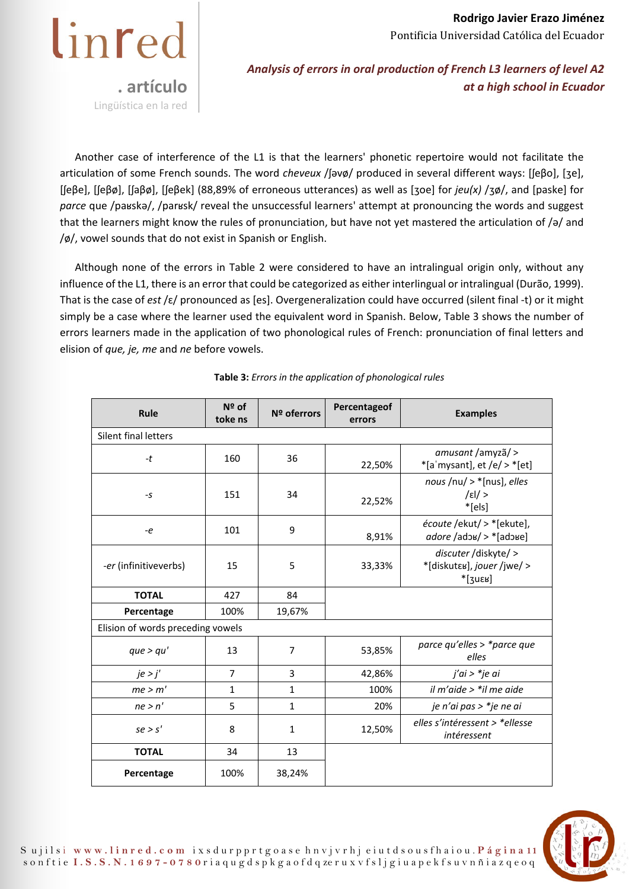Another case of interference of the L1 is that the learners' phonetic repertoire would not facilitate the articulation of some French sounds. The word *cheveux* /ʃəvø/ produced in several different ways: [ʃeβo], [ʒe], [ʃeβe], [ʃeβø], [ʃaβø], [ʃeβek] (88,89% of erroneous utterances) as well as [ʒoe] for *jeu(x)* /ʒø/, and [paske] for *parce* que /paʁskə/, /parʁsk/ reveal the unsuccessful learners' attempt at pronouncing the words and suggest that the learners might know the rules of pronunciation, but have not yet mastered the articulation of /ə/ and /ø/, vowel sounds that do not exist in Spanish or English.

Although none of the errors in Table 2 were considered to have an intralingual origin only, without any influence of the L1, there is an error that could be categorized as either interlingual or intralingual (Durão, 1999). That is the case of *est* /ɛ/ pronounced as [es]. Overgeneralization could have occurred (silent final -t) or it might simply be a case where the learner used the equivalent word in Spanish. Below, Table 3 shows the number of errors learners made in the application of two phonological rules of French: pronunciation of final letters and elision of *que, je, me* and *ne* before vowels.

**Table 3:** *Errors in the application of phonological rules*

| Rule | Nº of tokens | Nº of errors | Percentage of errors | Examples |
|---|---|---|---|---|
| Silent final letters | | | | |
| *-t* | 160 | 36 | 22,50% | *amusant* /amyzɑ̃/ > *[aˈmysant], et /e/ > *[et] |
| *-s* | 151 | 34 | 22,52% | *nous* /nu/ > *[nus], *elles* /ɛl/ > *[els] |
| *-e* | 101 | 9 | 8,91% | *écoute* /ekut/ > *[ekute], *adore* /adɔʁ/ > *[adɔʁe] |
| *-er* (infinitive verbs) | 15 | 5 | 33,33% | *discuter* /diskyte/ > *[diskutɛʁ], *jouer* /jwe/ > *[ʒuɛʁ] |
| **TOTAL** | 427 | 84 | | |
| **Percentage** | 100% | 19,67% | | |
| Elision of words preceding vowels | | | | |
| *que > qu'* | 13 | 7 | 53,85% | *parce qu'elles > *parce que elles* |
| *je > j'* | 7 | 3 | 42,86% | *j'ai > *je ai* |
| *me > m'* | 1 | 1 | 100% | *il m'aide > *il me aide* |
| *ne > n'* | 5 | 1 | 20% | *je n'ai pas > *je ne ai* |
| *se > s'* | 8 | 1 | 12,50% | *elles s'intéressent > *ellesse intéressent* |
| **TOTAL** | 34 | 13 | | |
| **Percentage** | 100% | 38,24% | | |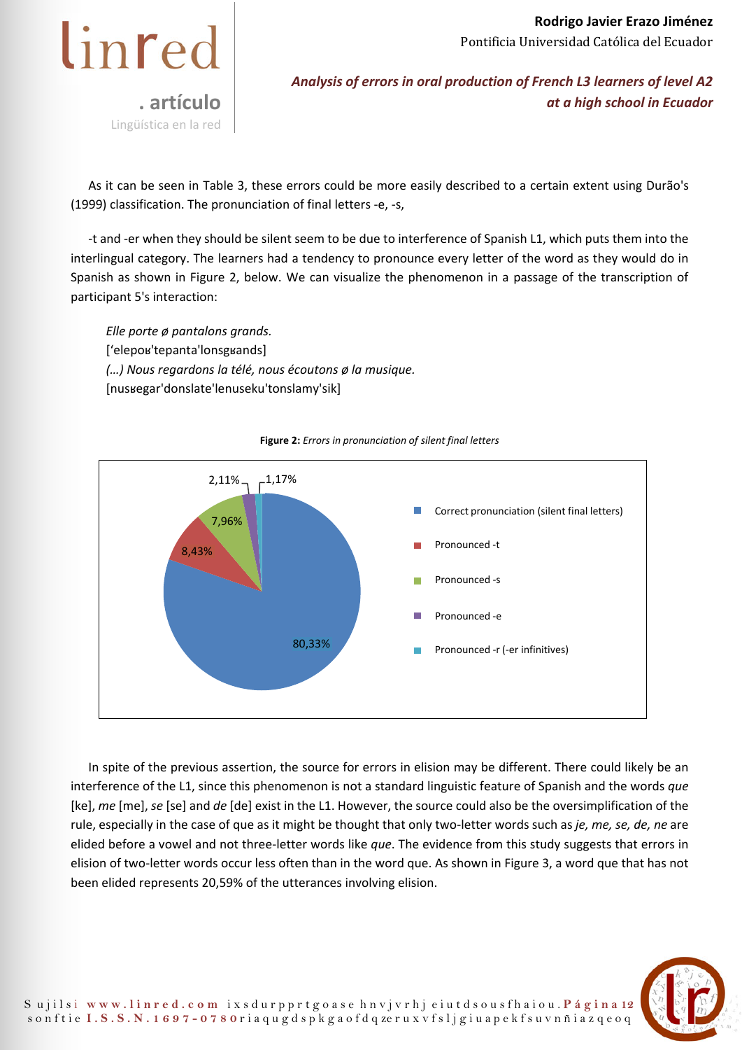As it can be seen in Table 3, these errors could be more easily described to a certain extent using Durão's (1999) classification. The pronunciation of final letters -e, -s,

-t and -er when they should be silent seem to be due to interference of Spanish L1, which puts them into the interlingual category. The learners had a tendency to pronounce every letter of the word as they would do in Spanish as shown in Figure 2, below. We can visualize the phenomenon in a passage of the transcription of participant 5's interaction:

> *Elle porte ø pantalons grands.*
> [ʻelepoʁ'tepanta'lonsgʁands]
> *(…) Nous regardons la télé, nous écoutons ø la musique.*
> [nusʁegar'donslate'lenuseku'tonslamy'sik]

**Figure 2:** *Errors in pronunciation of silent final letters*

| Category | Percentage |
|---|---|
| Correct pronunciation (silent final letters) | 80,33% |
| Pronounced -t | 8,43% |
| Pronounced -s | 7,96% |
| Pronounced -e | 2,11% |
| Pronounced -r (-er infinitives) | 1,17% |

In spite of the previous assertion, the source for errors in elision may be different. There could likely be an interference of the L1, since this phenomenon is not a standard linguistic feature of Spanish and the words *que* [ke], *me* [me], *se* [se] and *de* [de] exist in the L1. However, the source could also be the oversimplification of the rule, especially in the case of que as it might be thought that only two-letter words such as *je, me, se, de, ne* are elided before a vowel and not three-letter words like *que*. The evidence from this study suggests that errors in elision of two-letter words occur less often than in the word que. As shown in Figure 3, a word que that has not been elided represents 20,59% of the utterances involving elision.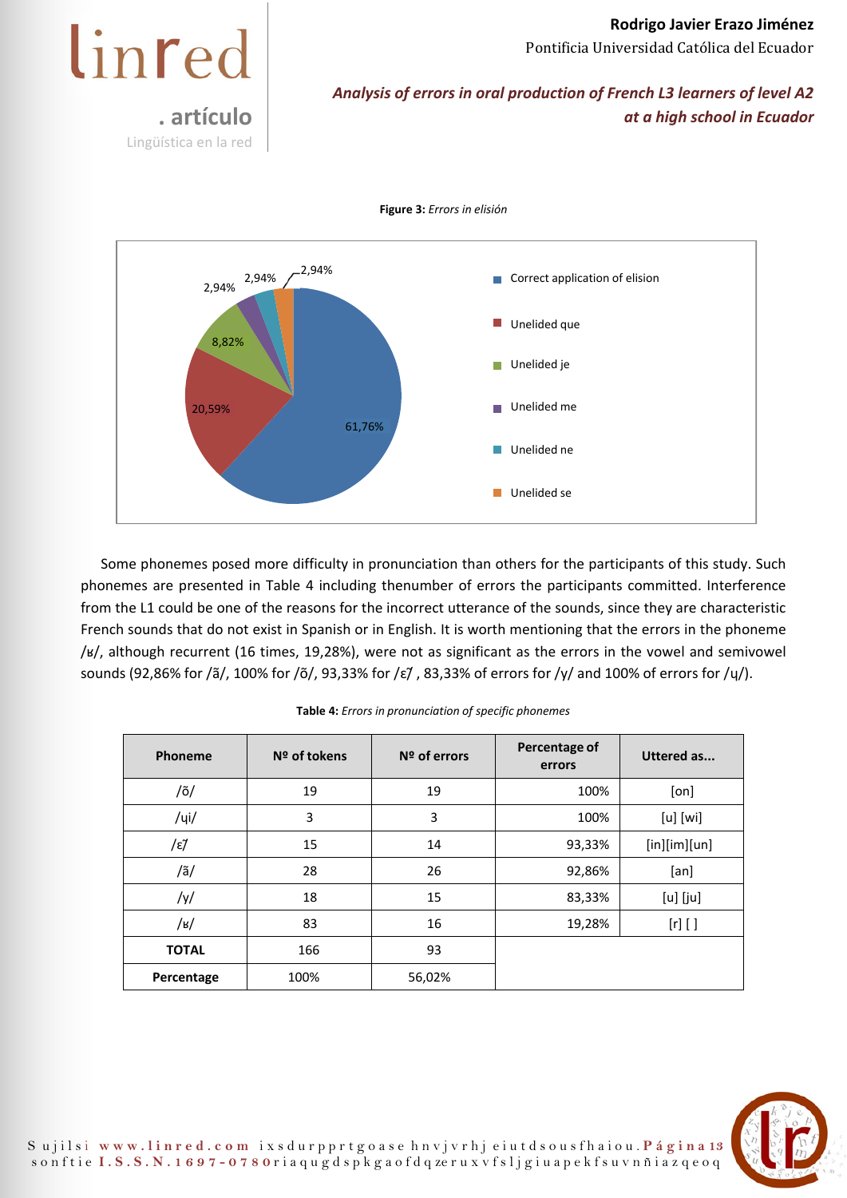**Figure 3:** *Errors in elisión*

Some phonemes posed more difficulty in pronunciation than others for the participants of this study. Such phonemes are presented in Table 4 including thenumber of errors the participants committed. Interference from the L1 could be one of the reasons for the incorrect utterance of the sounds, since they are characteristic French sounds that do not exist in Spanish or in English. It is worth mentioning that the errors in the phoneme /ʁ/, although recurrent (16 times, 19,28%), were not as significant as the errors in the vowel and semivowel sounds (92,86% for /ã/, 100% for /õ/, 93,33% for /ɛ̃/ , 83,33% of errors for /y/ and 100% of errors for /ɥ/).

**Table 4:** *Errors in pronunciation of specific phonemes*

| Phoneme | Nº of tokens | Nº of errors | Percentage of errors | Uttered as... |
|---|---|---|---|---|
| /õ/ | 19 | 19 | 100% | [on] |
| /ɥi/ | 3 | 3 | 100% | [u] [wi] |
| /ɛ̃/ | 15 | 14 | 93,33% | [in][im][un] |
| /ã/ | 28 | 26 | 92,86% | [an] |
| /y/ | 18 | 15 | 83,33% | [u] [ju] |
| /ʁ/ | 83 | 16 | 19,28% | [r] [ ] |
| **TOTAL** | 166 | 93 | | |
| **Percentage** | 100% | 56,02% | | |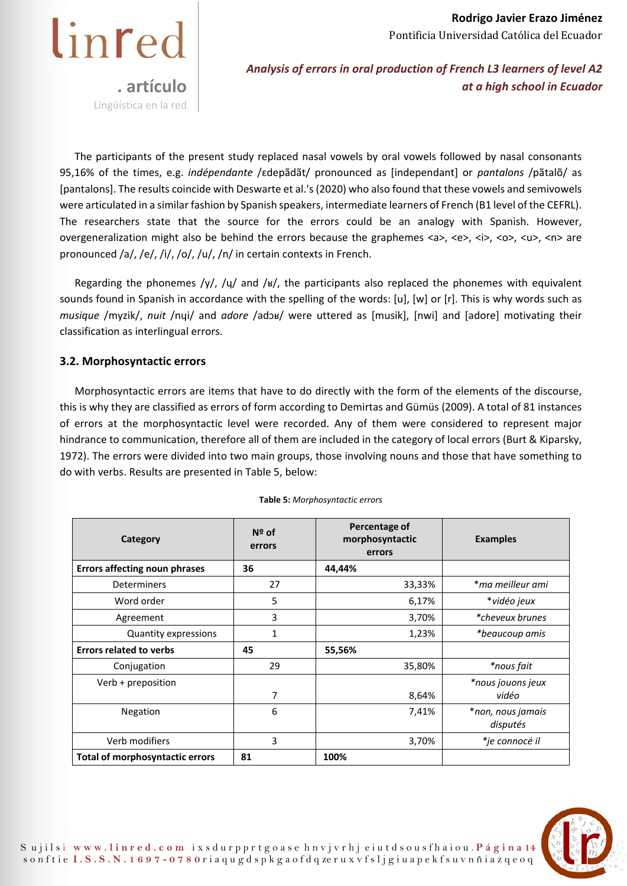The participants of the present study replaced nasal vowels by oral vowels followed by nasal consonants 95,16% of the times, e.g. *indépendante* /ɛdepãdãt/ pronounced as [independant] or *pantalons* /pãtalõ/ as [pantalons]. The results coincide with Deswarte et al.'s (2020) who also found that these vowels and semivowels were articulated in a similar fashion by Spanish speakers, intermediate learners of French (B1 level of the CEFRL). The researchers state that the source for the errors could be an analogy with Spanish. However, overgeneralization might also be behind the errors because the graphemes <a>, <e>, <i>, <o>, <u>, <n> are pronounced /a/, /e/, /i/, /o/, /u/, /n/ in certain contexts in French.

Regarding the phonemes /y/, /ɥ/ and /ʁ/, the participants also replaced the phonemes with equivalent sounds found in Spanish in accordance with the spelling of the words: [u], [w] or [r]. This is why words such as *musique* /myzik/, *nuit* /nɥi/ and *adore* /adɔʁ/ were uttered as [musik], [nwi] and [adore] motivating their classification as interlingual errors.

### 3.2. Morphosyntactic errors

Morphosyntactic errors are items that have to do directly with the form of the elements of the discourse, this is why they are classified as errors of form according to Demirtas and Gümüs (2009). A total of 81 instances of errors at the morphosyntactic level were recorded. Any of them were considered to represent major hindrance to communication, therefore all of them are included in the category of local errors (Burt & Kiparsky, 1972). The errors were divided into two main groups, those involving nouns and those that have something to do with verbs. Results are presented in Table 5, below:

**Table 5:** *Morphosyntactic errors*

| Category | Nº of errors | Percentage of morphosyntactic errors | Examples |
|---|---|---|---|
| **Errors affecting noun phrases** | **36** | **44,44%** | |
| Determiners | 27 | 33,33% | \*ma meilleur ami |
| Word order | 5 | 6,17% | \*vidéo jeux |
| Agreement | 3 | 3,70% | \*cheveux brunes |
| Quantity expressions | 1 | 1,23% | \*beaucoup amis |
| **Errors related to verbs** | **45** | **55,56%** | |
| Conjugation | 29 | 35,80% | \*nous fait |
| Verb + preposition | 7 | 8,64% | \*nous jouons jeux vidéo |
| Negation | 6 | 7,41% | \*non, nous jamais disputés |
| Verb modifiers | 3 | 3,70% | \*je connocé il |
| **Total of morphosyntactic errors** | **81** | **100%** | |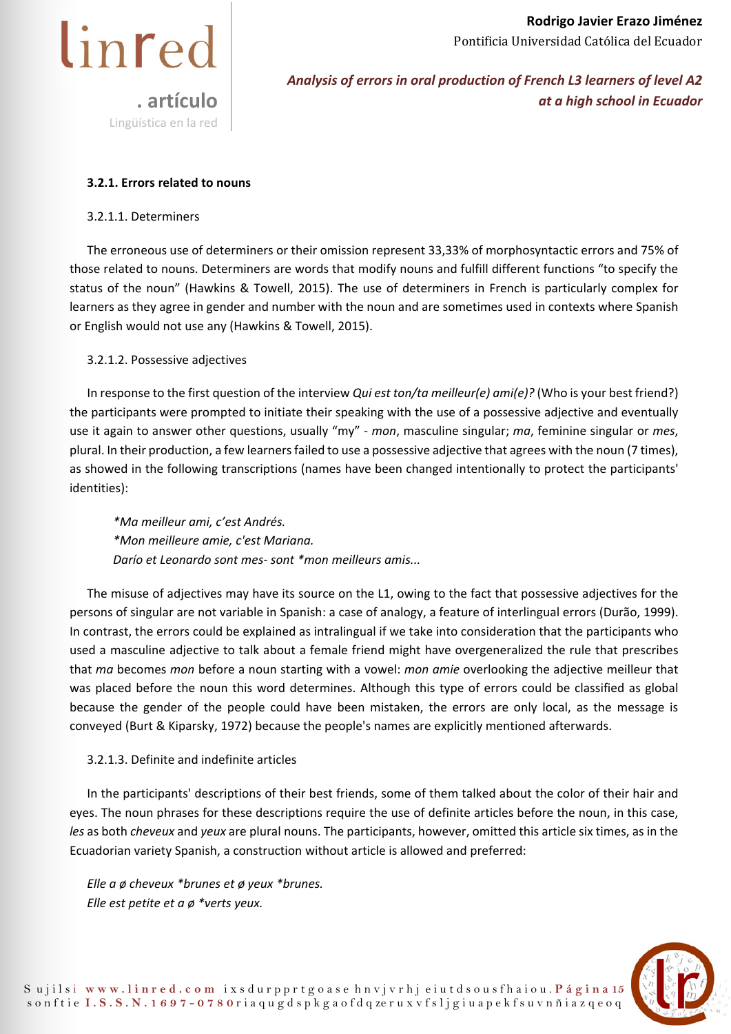#### 3.2.1. Errors related to nouns

3.2.1.1. Determiners

The erroneous use of determiners or their omission represent 33,33% of morphosyntactic errors and 75% of those related to nouns. Determiners are words that modify nouns and fulfill different functions “to specify the status of the noun” (Hawkins & Towell, 2015). The use of determiners in French is particularly complex for learners as they agree in gender and number with the noun and are sometimes used in contexts where Spanish or English would not use any (Hawkins & Towell, 2015).

3.2.1.2. Possessive adjectives

In response to the first question of the interview *Qui est ton/ta meilleur(e) ami(e)?* (Who is your best friend?) the participants were prompted to initiate their speaking with the use of a possessive adjective and eventually use it again to answer other questions, usually “my” - *mon*, masculine singular; *ma*, feminine singular or *mes*, plural. In their production, a few learners failed to use a possessive adjective that agrees with the noun (7 times), as showed in the following transcriptions (names have been changed intentionally to protect the participants' identities):

> *\*Ma meilleur ami, c’est Andrés.*
> *\*Mon meilleure amie, c'est Mariana.*
> *Darío et Leonardo sont mes- sont \*mon meilleurs amis...*

The misuse of adjectives may have its source on the L1, owing to the fact that possessive adjectives for the persons of singular are not variable in Spanish: a case of analogy, a feature of interlingual errors (Durão, 1999). In contrast, the errors could be explained as intralingual if we take into consideration that the participants who used a masculine adjective to talk about a female friend might have overgeneralized the rule that prescribes that *ma* becomes *mon* before a noun starting with a vowel: *mon amie* overlooking the adjective meilleur that was placed before the noun this word determines. Although this type of errors could be classified as global because the gender of the people could have been mistaken, the errors are only local, as the message is conveyed (Burt & Kiparsky, 1972) because the people's names are explicitly mentioned afterwards.

3.2.1.3. Definite and indefinite articles

In the participants' descriptions of their best friends, some of them talked about the color of their hair and eyes. The noun phrases for these descriptions require the use of definite articles before the noun, in this case, *les* as both *cheveux* and *yeux* are plural nouns. The participants, however, omitted this article six times, as in the Ecuadorian variety Spanish, a construction without article is allowed and preferred:

> *Elle a ø cheveux \*brunes et ø yeux \*brunes.*
> *Elle est petite et a ø \*verts yeux.*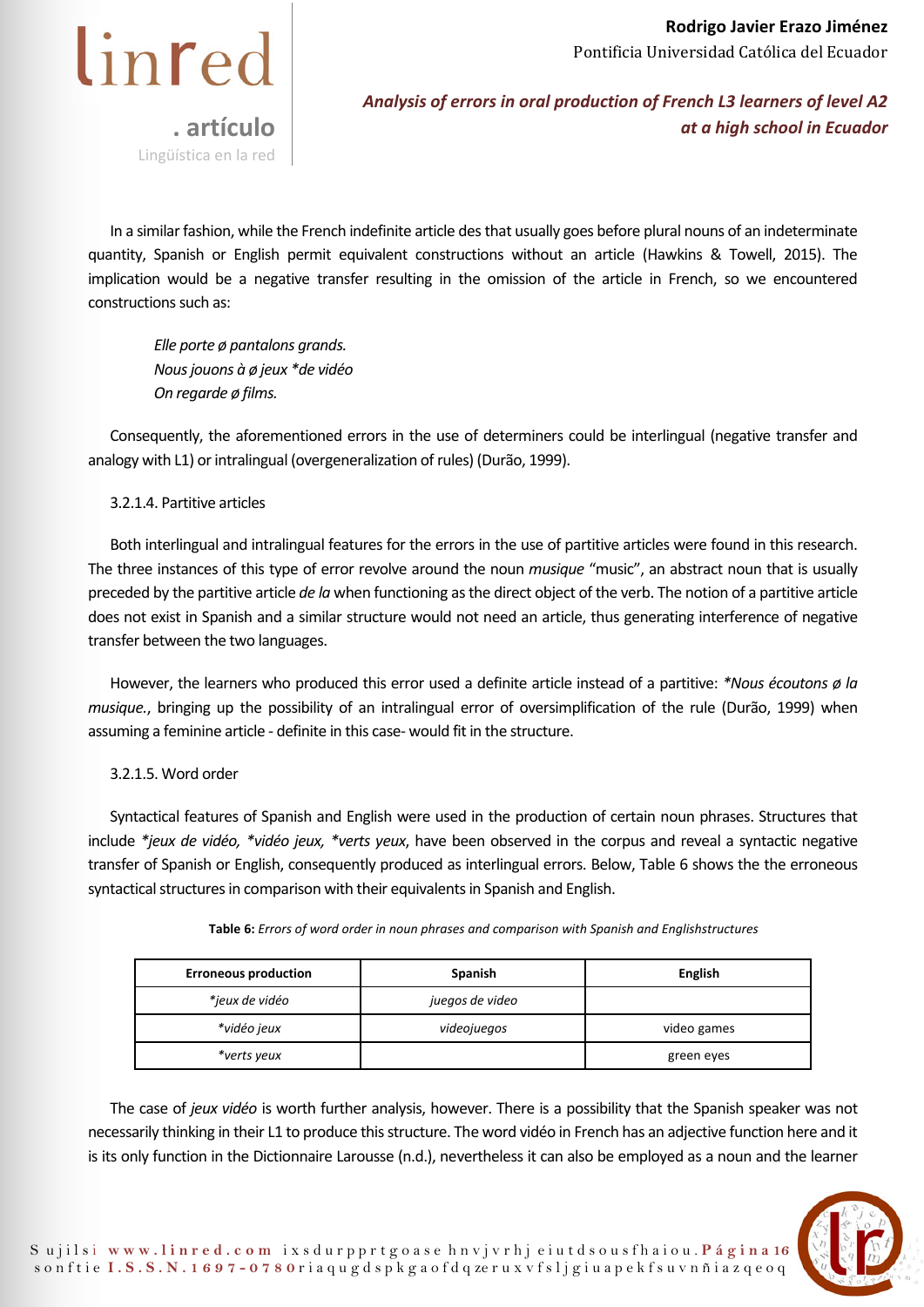In a similar fashion, while the French indefinite article des that usually goes before plural nouns of an indeterminate quantity, Spanish or English permit equivalent constructions without an article (Hawkins & Towell, 2015). The implication would be a negative transfer resulting in the omission of the article in French, so we encountered constructions such as:

> *Elle porte ø pantalons grands.*
> *Nous jouons à ø jeux *de vidéo*
> *On regarde ø films.*

Consequently, the aforementioned errors in the use of determiners could be interlingual (negative transfer and analogy with L1) or intralingual (overgeneralization of rules) (Durão, 1999).

3.2.1.4. Partitive articles

Both interlingual and intralingual features for the errors in the use of partitive articles were found in this research. The three instances of this type of error revolve around the noun *musique* "music", an abstract noun that is usually preceded by the partitive article *de la* when functioning as the direct object of the verb. The notion of a partitive article does not exist in Spanish and a similar structure would not need an article, thus generating interference of negative transfer between the two languages.

However, the learners who produced this error used a definite article instead of a partitive: **Nous écoutons ø la musique.*, bringing up the possibility of an intralingual error of oversimplification of the rule (Durão, 1999) when assuming a feminine article - definite in this case- would fit in the structure.

3.2.1.5. Word order

Syntactical features of Spanish and English were used in the production of certain noun phrases. Structures that include **jeux de vidéo, *vidéo jeux, *verts yeux*, have been observed in the corpus and reveal a syntactic negative transfer of Spanish or English, consequently produced as interlingual errors. Below, Table 6 shows the the erroneous syntactical structures in comparison with their equivalents in Spanish and English.

**Table 6:** *Errors of word order in noun phrases and comparison with Spanish and Englishstructures*

| Erroneous production | Spanish | English |
|---|---|---|
| **jeux de vidéo* | *juegos de video* | |
| **vidéo jeux* | *videojuegos* | video games |
| **verts yeux* | | green eyes |

The case of *jeux vidéo* is worth further analysis, however. There is a possibility that the Spanish speaker was not necessarily thinking in their L1 to produce this structure. The word vidéo in French has an adjective function here and it is its only function in the Dictionnaire Larousse (n.d.), nevertheless it can also be employed as a noun and the learner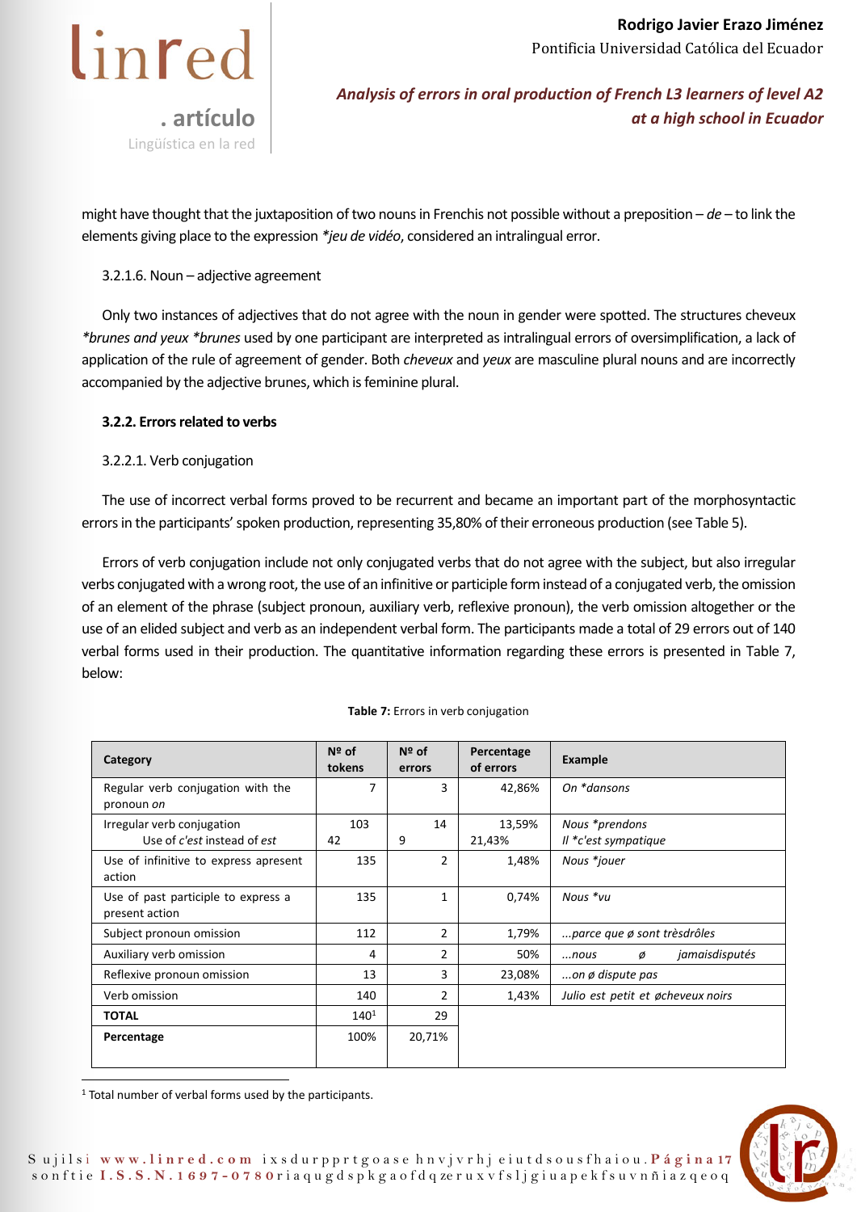might have thought that the juxtaposition of two nouns in Frenchis not possible without a preposition – *de* – to link the elements giving place to the expression *\*jeu de vidéo*, considered an intralingual error.

3.2.1.6. Noun – adjective agreement

Only two instances of adjectives that do not agree with the noun in gender were spotted. The structures cheveux *\*brunes and yeux \*brunes* used by one participant are interpreted as intralingual errors of oversimplification, a lack of application of the rule of agreement of gender. Both *cheveux* and *yeux* are masculine plural nouns and are incorrectly accompanied by the adjective brunes, which is feminine plural.

**3.2.2. Errors related to verbs**

3.2.2.1. Verb conjugation

The use of incorrect verbal forms proved to be recurrent and became an important part of the morphosyntactic errors in the participants' spoken production, representing 35,80% of their erroneous production (see Table 5).

Errors of verb conjugation include not only conjugated verbs that do not agree with the subject, but also irregular verbs conjugated with a wrong root, the use of an infinitive or participle form instead of a conjugated verb, the omission of an element of the phrase (subject pronoun, auxiliary verb, reflexive pronoun), the verb omission altogether or the use of an elided subject and verb as an independent verbal form. The participants made a total of 29 errors out of 140 verbal forms used in their production. The quantitative information regarding these errors is presented in Table 7, below:

**Table 7:** Errors in verb conjugation

| Category | Nº of tokens | Nº of errors | Percentage of errors | Example |
|---|---|---|---|---|
| Regular verb conjugation with the pronoun *on* | 7 | 3 | 42,86% | *On \*dansons* |
| Irregular verb conjugation<br>Use of *c'est* instead of *est* | 103<br>42 | 14<br>9 | 13,59%<br>21,43% | *Nous \*prendons*<br>*Il \*c'est sympatique* |
| Use of infinitive to express apresent action | 135 | 2 | 1,48% | *Nous \*jouer* |
| Use of past participle to express a present action | 135 | 1 | 0,74% | *Nous \*vu* |
| Subject pronoun omission | 112 | 2 | 1,79% | *...parce que ø sont trèsdrôles* |
| Auxiliary verb omission | 4 | 2 | 50% | *...nous ø jamaisdisputés* |
| Reflexive pronoun omission | 13 | 3 | 23,08% | *...on ø dispute pas* |
| Verb omission | 140 | 2 | 1,43% | *Julio est petit et øcheveux noirs* |
| **TOTAL** | 140[1] | 29 | | |
| **Percentage** | 100% | 20,71% | | |

[1] Total number of verbal forms used by the participants.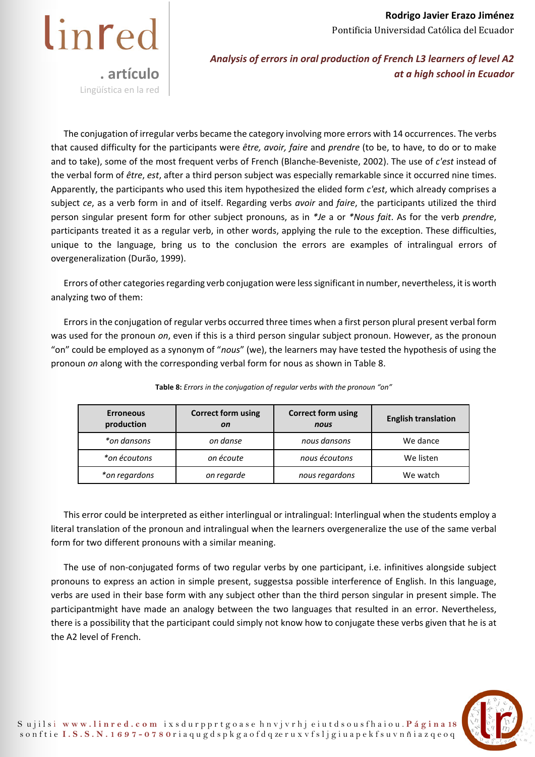The conjugation of irregular verbs became the category involving more errors with 14 occurrences. The verbs that caused difficulty for the participants were *être, avoir, faire* and *prendre* (to be, to have, to do or to make and to take), some of the most frequent verbs of French (Blanche-Beveniste, 2002). The use of *c'est* instead of the verbal form of *être*, *est*, after a third person subject was especially remarkable since it occurred nine times. Apparently, the participants who used this item hypothesized the elided form *c'est*, which already comprises a subject *ce*, as a verb form in and of itself. Regarding verbs *avoir* and *faire*, the participants utilized the third person singular present form for other subject pronouns, as in **Je* a or **Nous fait*. As for the verb *prendre*, participants treated it as a regular verb, in other words, applying the rule to the exception. These difficulties, unique to the language, bring us to the conclusion the errors are examples of intralingual errors of overgeneralization (Durão, 1999).

Errors of other categories regarding verb conjugation were less significant in number, nevertheless, it is worth analyzing two of them:

Errors in the conjugation of regular verbs occurred three times when a first person plural present verbal form was used for the pronoun *on*, even if this is a third person singular subject pronoun. However, as the pronoun "on" could be employed as a synonym of "*nous*" (we), the learners may have tested the hypothesis of using the pronoun *on* along with the corresponding verbal form for nous as shown in Table 8.

**Table 8:** *Errors in the conjugation of regular verbs with the pronoun "on"*

| Erroneous production | Correct form using *on* | Correct form using *nous* | English translation |
|---|---|---|---|
| **on dansons* | *on danse* | *nous dansons* | We dance |
| **on écoutons* | *on écoute* | *nous écoutons* | We listen |
| **on regardons* | *on regarde* | *nous regardons* | We watch |

This error could be interpreted as either interlingual or intralingual: Interlingual when the students employ a literal translation of the pronoun and intralingual when the learners overgeneralize the use of the same verbal form for two different pronouns with a similar meaning.

The use of non-conjugated forms of two regular verbs by one participant, i.e. infinitives alongside subject pronouns to express an action in simple present, suggestsa possible interference of English. In this language, verbs are used in their base form with any subject other than the third person singular in present simple. The participantmight have made an analogy between the two languages that resulted in an error. Nevertheless, there is a possibility that the participant could simply not know how to conjugate these verbs given that he is at the A2 level of French.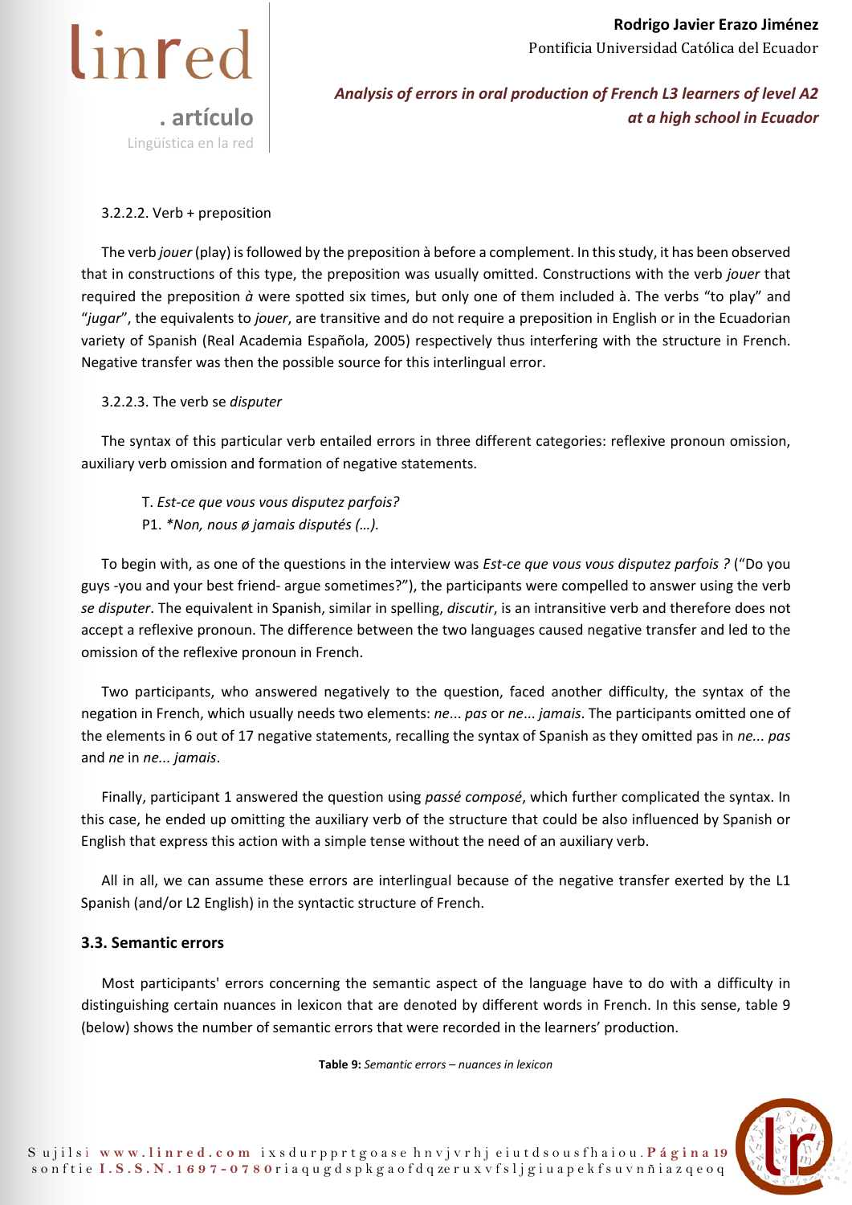3.2.2.2. Verb + preposition

The verb *jouer* (play) is followed by the preposition à before a complement. In this study, it has been observed that in constructions of this type, the preposition was usually omitted. Constructions with the verb *jouer* that required the preposition *à* were spotted six times, but only one of them included à. The verbs "to play" and "*jugar*", the equivalents to *jouer*, are transitive and do not require a preposition in English or in the Ecuadorian variety of Spanish (Real Academia Española, 2005) respectively thus interfering with the structure in French. Negative transfer was then the possible source for this interlingual error.

3.2.2.3. The verb se *disputer*

The syntax of this particular verb entailed errors in three different categories: reflexive pronoun omission, auxiliary verb omission and formation of negative statements.

> T. *Est-ce que vous vous disputez parfois?*
> P1. *\*Non, nous ø jamais disputés (…).*

To begin with, as one of the questions in the interview was *Est-ce que vous vous disputez parfois ?* ("Do you guys -you and your best friend- argue sometimes?"), the participants were compelled to answer using the verb *se disputer*. The equivalent in Spanish, similar in spelling, *discutir*, is an intransitive verb and therefore does not accept a reflexive pronoun. The difference between the two languages caused negative transfer and led to the omission of the reflexive pronoun in French.

Two participants, who answered negatively to the question, faced another difficulty, the syntax of the negation in French, which usually needs two elements: *ne... pas* or *ne... jamais*. The participants omitted one of the elements in 6 out of 17 negative statements, recalling the syntax of Spanish as they omitted pas in *ne... pas* and *ne* in *ne... jamais*.

Finally, participant 1 answered the question using *passé composé*, which further complicated the syntax. In this case, he ended up omitting the auxiliary verb of the structure that could be also influenced by Spanish or English that express this action with a simple tense without the need of an auxiliary verb.

All in all, we can assume these errors are interlingual because of the negative transfer exerted by the L1 Spanish (and/or L2 English) in the syntactic structure of French.

### 3.3. Semantic errors

Most participants' errors concerning the semantic aspect of the language have to do with a difficulty in distinguishing certain nuances in lexicon that are denoted by different words in French. In this sense, table 9 (below) shows the number of semantic errors that were recorded in the learners' production.

**Table 9:** *Semantic errors – nuances in lexicon*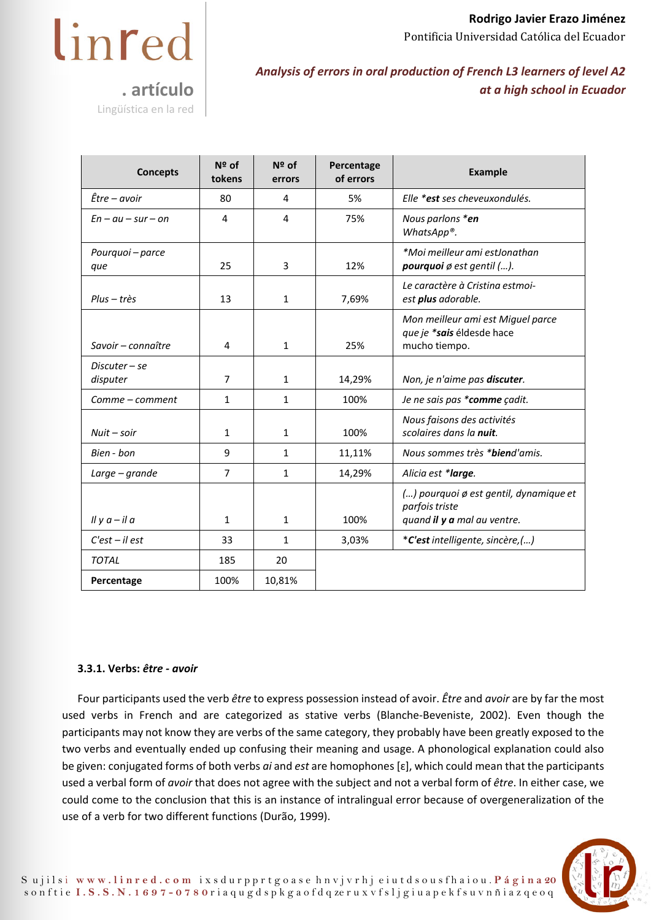| Concepts | Nº of tokens | Nº of errors | Percentage of errors | Example |
|---|---|---|---|---|
| *Être – avoir* | 80 | 4 | 5% | *Elle **\*est** ses cheveuxondulés.* |
| *En – au – sur – on* | 4 | 4 | 75% | *Nous parlons **\*en** WhatsApp®.* |
| *Pourquoi – parce que* | 25 | 3 | 12% | *\*Moi meilleur ami estJonathan **pourquoi** ø est gentil (…).* |
| *Plus – très* | 13 | 1 | 7,69% | *Le caractère à Cristina estmoi-est **plus** adorable.* |
| *Savoir – connaître* | 4 | 1 | 25% | *Mon meilleur ami est Miguel parce que je **\*sais** él*desde hace mucho tiempo. |
| *Discuter – se disputer* | 7 | 1 | 14,29% | *Non, je n'aime pas **discuter**.* |
| *Comme – comment* | 1 | 1 | 100% | *Je ne sais pas **\*comme** çadit.* |
| *Nuit – soir* | 1 | 1 | 100% | *Nous faisons des activités scolaires dans la **nuit**.* |
| *Bien - bon* | 9 | 1 | 11,11% | *Nous sommes très **\*bien**d'amis.* |
| *Large – grande* | 7 | 1 | 14,29% | *Alicia est **\*large**.* |
| *Il y a – il a* | 1 | 1 | 100% | *(…) pourquoi ø est gentil, dynamique et parfois triste quand **il y a** mal au ventre.* |
| *C'est – il est* | 33 | 1 | 3,03% | ***\*C'est** intelligente, sincère,(…)* |
| *TOTAL* | 185 | 20 | | |
| **Percentage** | 100% | 10,81% | | |

### 3.3.1. Verbs: *être - avoir*

Four participants used the verb *être* to express possession instead of avoir. *Être* and *avoir* are by far the most used verbs in French and are categorized as stative verbs (Blanche-Beveniste, 2002). Even though the participants may not know they are verbs of the same category, they probably have been greatly exposed to the two verbs and eventually ended up confusing their meaning and usage. A phonological explanation could also be given: conjugated forms of both verbs *ai* and *est* are homophones [ɛ], which could mean that the participants used a verbal form of *avoir* that does not agree with the subject and not a verbal form of *être*. In either case, we could come to the conclusion that this is an instance of intralingual error because of overgeneralization of the use of a verb for two different functions (Durão, 1999).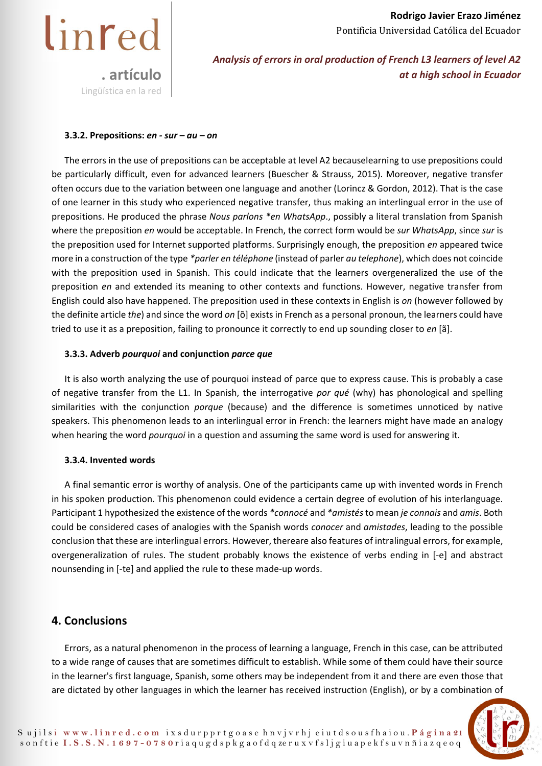#### 3.3.2. Prepositions: *en - sur – au – on*

The errors in the use of prepositions can be acceptable at level A2 becauselearning to use prepositions could be particularly difficult, even for advanced learners (Buescher & Strauss, 2015). Moreover, negative transfer often occurs due to the variation between one language and another (Lorincz & Gordon, 2012). That is the case of one learner in this study who experienced negative transfer, thus making an interlingual error in the use of prepositions. He produced the phrase *Nous parlons \*en WhatsApp*., possibly a literal translation from Spanish where the preposition *en* would be acceptable. In French, the correct form would be *sur WhatsApp*, since *sur* is the preposition used for Internet supported platforms. Surprisingly enough, the preposition *en* appeared twice more in a construction of the type *\*parler en téléphone* (instead of parler *au telephone*), which does not coincide with the preposition used in Spanish. This could indicate that the learners overgeneralized the use of the preposition *en* and extended its meaning to other contexts and functions. However, negative transfer from English could also have happened. The preposition used in these contexts in English is *on* (however followed by the definite article *the*) and since the word *on* [õ] exists in French as a personal pronoun, the learners could have tried to use it as a preposition, failing to pronounce it correctly to end up sounding closer to *en* [ã].

#### 3.3.3. Adverb *pourquoi* and conjunction *parce que*

It is also worth analyzing the use of pourquoi instead of parce que to express cause. This is probably a case of negative transfer from the L1. In Spanish, the interrogative *por qué* (why) has phonological and spelling similarities with the conjunction *porque* (because) and the difference is sometimes unnoticed by native speakers. This phenomenon leads to an interlingual error in French: the learners might have made an analogy when hearing the word *pourquoi* in a question and assuming the same word is used for answering it.

#### 3.3.4. Invented words

A final semantic error is worthy of analysis. One of the participants came up with invented words in French in his spoken production. This phenomenon could evidence a certain degree of evolution of his interlanguage. Participant 1 hypothesized the existence of the words *\*connocé* and *\*amistés* to mean *je connais* and *amis*. Both could be considered cases of analogies with the Spanish words *conocer* and *amistades*, leading to the possible conclusion that these are interlingual errors. However, thereare also features of intralingual errors, for example, overgeneralization of rules. The student probably knows the existence of verbs ending in [-e] and abstract nounsending in [-te] and applied the rule to these made-up words.

## 4. Conclusions

Errors, as a natural phenomenon in the process of learning a language, French in this case, can be attributed to a wide range of causes that are sometimes difficult to establish. While some of them could have their source in the learner's first language, Spanish, some others may be independent from it and there are even those that are dictated by other languages in which the learner has received instruction (English), or by a combination of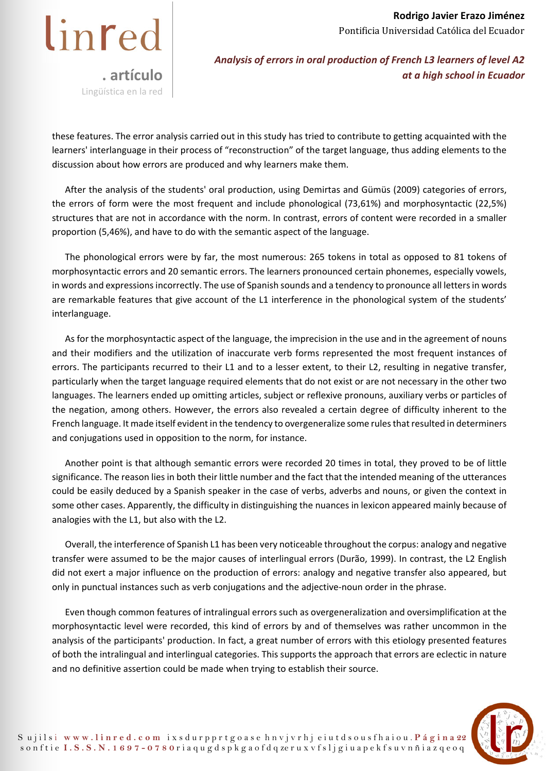these features. The error analysis carried out in this study has tried to contribute to getting acquainted with the learners' interlanguage in their process of "reconstruction" of the target language, thus adding elements to the discussion about how errors are produced and why learners make them.

After the analysis of the students' oral production, using Demirtas and Gümüs (2009) categories of errors, the errors of form were the most frequent and include phonological (73,61%) and morphosyntactic (22,5%) structures that are not in accordance with the norm. In contrast, errors of content were recorded in a smaller proportion (5,46%), and have to do with the semantic aspect of the language.

The phonological errors were by far, the most numerous: 265 tokens in total as opposed to 81 tokens of morphosyntactic errors and 20 semantic errors. The learners pronounced certain phonemes, especially vowels, in words and expressions incorrectly. The use of Spanish sounds and a tendency to pronounce all letters in words are remarkable features that give account of the L1 interference in the phonological system of the students' interlanguage.

As for the morphosyntactic aspect of the language, the imprecision in the use and in the agreement of nouns and their modifiers and the utilization of inaccurate verb forms represented the most frequent instances of errors. The participants recurred to their L1 and to a lesser extent, to their L2, resulting in negative transfer, particularly when the target language required elements that do not exist or are not necessary in the other two languages. The learners ended up omitting articles, subject or reflexive pronouns, auxiliary verbs or particles of the negation, among others. However, the errors also revealed a certain degree of difficulty inherent to the French language. It made itself evident in the tendency to overgeneralize some rules that resulted in determiners and conjugations used in opposition to the norm, for instance.

Another point is that although semantic errors were recorded 20 times in total, they proved to be of little significance. The reason lies in both their little number and the fact that the intended meaning of the utterances could be easily deduced by a Spanish speaker in the case of verbs, adverbs and nouns, or given the context in some other cases. Apparently, the difficulty in distinguishing the nuances in lexicon appeared mainly because of analogies with the L1, but also with the L2.

Overall, the interference of Spanish L1 has been very noticeable throughout the corpus: analogy and negative transfer were assumed to be the major causes of interlingual errors (Durão, 1999). In contrast, the L2 English did not exert a major influence on the production of errors: analogy and negative transfer also appeared, but only in punctual instances such as verb conjugations and the adjective-noun order in the phrase.

Even though common features of intralingual errors such as overgeneralization and oversimplification at the morphosyntactic level were recorded, this kind of errors by and of themselves was rather uncommon in the analysis of the participants' production. In fact, a great number of errors with this etiology presented features of both the intralingual and interlingual categories. This supports the approach that errors are eclectic in nature and no definitive assertion could be made when trying to establish their source.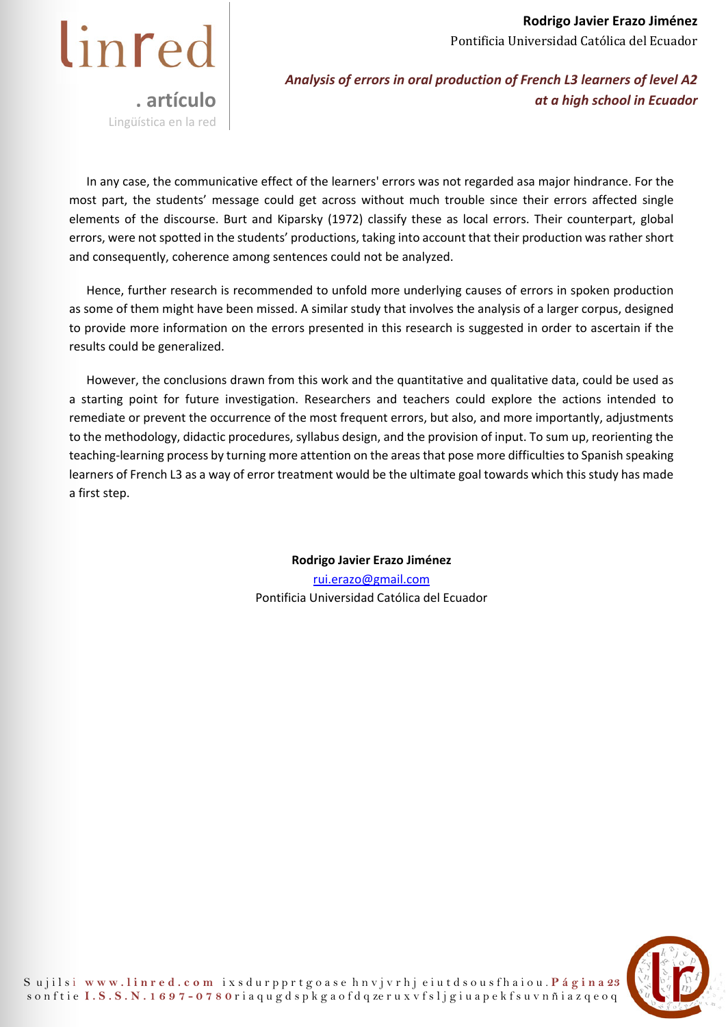In any case, the communicative effect of the learners' errors was not regarded asa major hindrance. For the most part, the students' message could get across without much trouble since their errors affected single elements of the discourse. Burt and Kiparsky (1972) classify these as local errors. Their counterpart, global errors, were not spotted in the students' productions, taking into account that their production was rather short and consequently, coherence among sentences could not be analyzed.

Hence, further research is recommended to unfold more underlying causes of errors in spoken production as some of them might have been missed. A similar study that involves the analysis of a larger corpus, designed to provide more information on the errors presented in this research is suggested in order to ascertain if the results could be generalized.

However, the conclusions drawn from this work and the quantitative and qualitative data, could be used as a starting point for future investigation. Researchers and teachers could explore the actions intended to remediate or prevent the occurrence of the most frequent errors, but also, and more importantly, adjustments to the methodology, didactic procedures, syllabus design, and the provision of input. To sum up, reorienting the teaching-learning process by turning more attention on the areas that pose more difficulties to Spanish speaking learners of French L3 as a way of error treatment would be the ultimate goal towards which this study has made a first step.

**Rodrigo Javier Erazo Jiménez**
rui.erazo@gmail.com
Pontificia Universidad Católica del Ecuador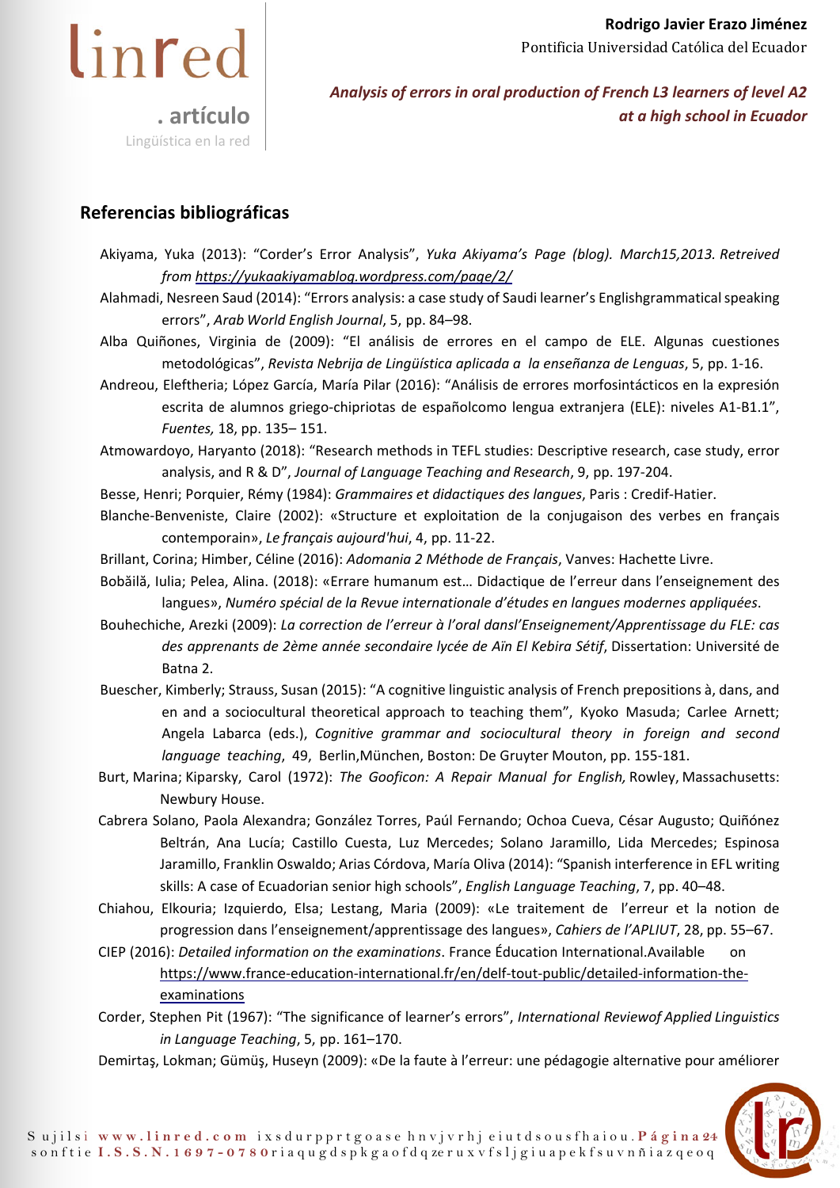## Referencias bibliográficas

Akiyama, Yuka (2013): "Corder's Error Analysis", *Yuka Akiyama's Page (blog). March15,2013. Retreived from* https://yukaakiyamablog.wordpress.com/page/2/

Alahmadi, Nesreen Saud (2014): "Errors analysis: a case study of Saudi learner's Englishgrammatical speaking errors", *Arab World English Journal*, 5, pp. 84–98.

Alba Quiñones, Virginia de (2009): "El análisis de errores en el campo de ELE. Algunas cuestiones metodológicas", *Revista Nebrija de Lingüística aplicada a la enseñanza de Lenguas*, 5, pp. 1-16.

Andreou, Eleftheria; López García, María Pilar (2016): "Análisis de errores morfosintácticos en la expresión escrita de alumnos griego-chipriotas de españolcomo lengua extranjera (ELE): niveles A1-B1.1", *Fuentes,* 18, pp. 135– 151.

Atmowardoyo, Haryanto (2018): "Research methods in TEFL studies: Descriptive research, case study, error analysis, and R & D", *Journal of Language Teaching and Research*, 9, pp. 197-204.

Besse, Henri; Porquier, Rémy (1984): *Grammaires et didactiques des langues*, Paris : Credif-Hatier.

Blanche-Benveniste, Claire (2002): «Structure et exploitation de la conjugaison des verbes en français contemporain», *Le français aujourd'hui*, 4, pp. 11-22.

Brillant, Corina; Himber, Céline (2016): *Adomania 2 Méthode de Français*, Vanves: Hachette Livre.

Bobăilă, Iulia; Pelea, Alina. (2018): «Errare humanum est… Didactique de l'erreur dans l'enseignement des langues», *Numéro spécial de la Revue internationale d'études en langues modernes appliquées*.

Bouhechiche, Arezki (2009): *La correction de l'erreur à l'oral dansl'Enseignement/Apprentissage du FLE: cas des apprenants de 2ème année secondaire lycée de Aïn El Kebira Sétif*, Dissertation: Université de Batna 2.

Buescher, Kimberly; Strauss, Susan (2015): "A cognitive linguistic analysis of French prepositions à, dans, and en and a sociocultural theoretical approach to teaching them", Kyoko Masuda; Carlee Arnett; Angela Labarca (eds.), *Cognitive grammar and sociocultural theory in foreign and second language teaching*, 49, Berlin,München, Boston: De Gruyter Mouton, pp. 155-181.

Burt, Marina; Kiparsky, Carol (1972): *The Gooficon: A Repair Manual for English,* Rowley, Massachusetts: Newbury House.

Cabrera Solano, Paola Alexandra; González Torres, Paúl Fernando; Ochoa Cueva, César Augusto; Quiñónez Beltrán, Ana Lucía; Castillo Cuesta, Luz Mercedes; Solano Jaramillo, Lida Mercedes; Espinosa Jaramillo, Franklin Oswaldo; Arias Córdova, María Oliva (2014): "Spanish interference in EFL writing skills: A case of Ecuadorian senior high schools", *English Language Teaching*, 7, pp. 40–48.

Chiahou, Elkouria; Izquierdo, Elsa; Lestang, Maria (2009): «Le traitement de l'erreur et la notion de progression dans l'enseignement/apprentissage des langues», *Cahiers de l'APLIUT*, 28, pp. 55–67.

CIEP (2016): *Detailed information on the examinations*. France Éducation International.Available on https://www.france-education-international.fr/en/delf-tout-public/detailed-information-the-examinations

Corder, Stephen Pit (1967): "The significance of learner's errors", *International Reviewof Applied Linguistics in Language Teaching*, 5, pp. 161–170.

Demirtaş, Lokman; Gümüş, Huseyn (2009): «De la faute à l'erreur: une pédagogie alternative pour améliorer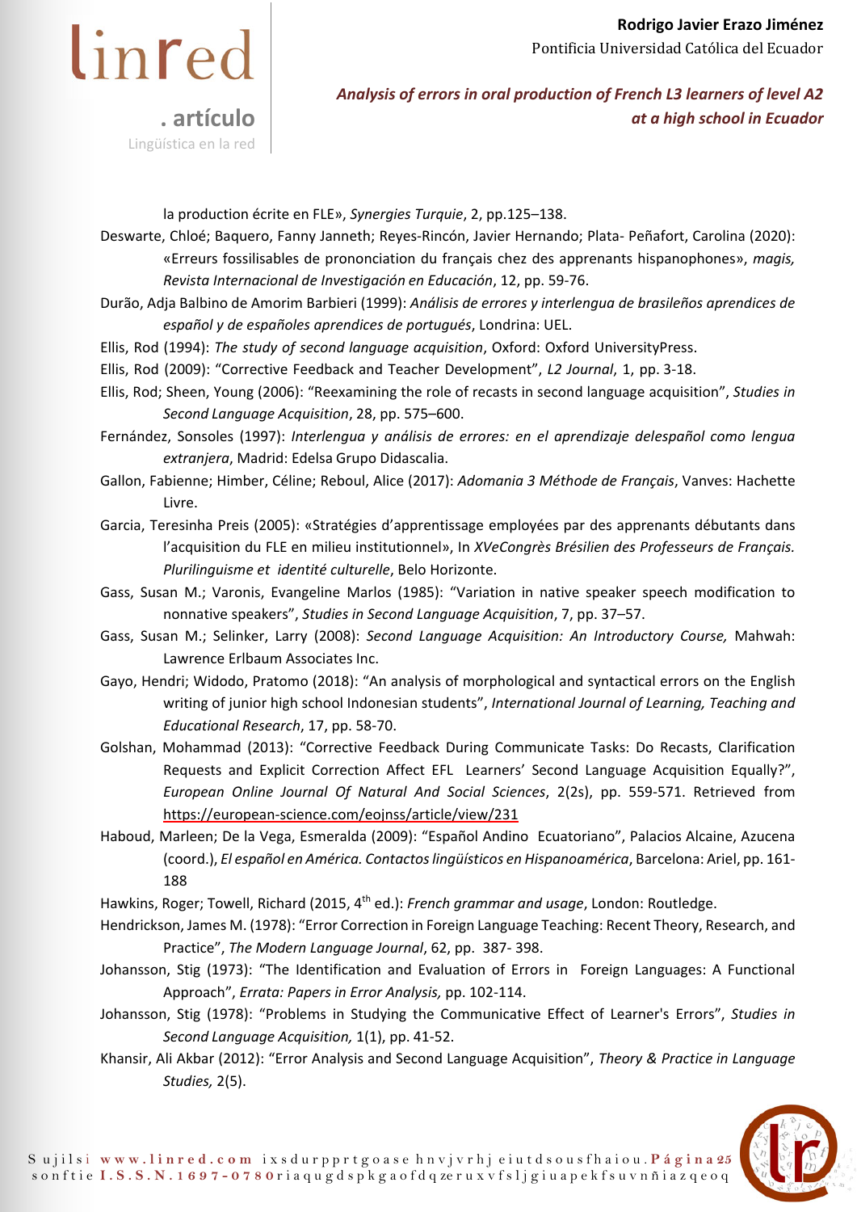la production écrite en FLE», *Synergies Turquie*, 2, pp.125–138.

Deswarte, Chloé; Baquero, Fanny Janneth; Reyes-Rincón, Javier Hernando; Plata- Peñafort, Carolina (2020): «Erreurs fossilisables de prononciation du français chez des apprenants hispanophones», *magis, Revista Internacional de Investigación en Educación*, 12, pp. 59-76.

Durão, Adja Balbino de Amorim Barbieri (1999): *Análisis de errores y interlengua de brasileños aprendices de español y de españoles aprendices de portugués*, Londrina: UEL.

Ellis, Rod (1994): *The study of second language acquisition*, Oxford: Oxford UniversityPress.

Ellis, Rod (2009): "Corrective Feedback and Teacher Development", *L2 Journal*, 1, pp. 3-18.

Ellis, Rod; Sheen, Young (2006): "Reexamining the role of recasts in second language acquisition", *Studies in Second Language Acquisition*, 28, pp. 575–600.

Fernández, Sonsoles (1997): *Interlengua y análisis de errores: en el aprendizaje delespañol como lengua extranjera*, Madrid: Edelsa Grupo Didascalia.

Gallon, Fabienne; Himber, Céline; Reboul, Alice (2017): *Adomania 3 Méthode de Français*, Vanves: Hachette Livre.

Garcia, Teresinha Preis (2005): «Stratégies d'apprentissage employées par des apprenants débutants dans l'acquisition du FLE en milieu institutionnel», In *XVeCongrès Brésilien des Professeurs de Français. Plurilinguisme et identité culturelle*, Belo Horizonte.

Gass, Susan M.; Varonis, Evangeline Marlos (1985): "Variation in native speaker speech modification to nonnative speakers", *Studies in Second Language Acquisition*, 7, pp. 37–57.

Gass, Susan M.; Selinker, Larry (2008): *Second Language Acquisition: An Introductory Course,* Mahwah: Lawrence Erlbaum Associates Inc.

Gayo, Hendri; Widodo, Pratomo (2018): "An analysis of morphological and syntactical errors on the English writing of junior high school Indonesian students", *International Journal of Learning, Teaching and Educational Research*, 17, pp. 58-70.

Golshan, Mohammad (2013): "Corrective Feedback During Communicate Tasks: Do Recasts, Clarification Requests and Explicit Correction Affect EFL Learners' Second Language Acquisition Equally?", *European Online Journal Of Natural And Social Sciences*, 2(2s), pp. 559-571. Retrieved from https://european-science.com/eojnss/article/view/231

Haboud, Marleen; De la Vega, Esmeralda (2009): "Español Andino Ecuatoriano", Palacios Alcaine, Azucena (coord.), *El español en América. Contactos lingüísticos en Hispanoamérica*, Barcelona: Ariel, pp. 161-188

Hawkins, Roger; Towell, Richard (2015, 4th ed.): *French grammar and usage*, London: Routledge.

Hendrickson, James M. (1978): "Error Correction in Foreign Language Teaching: Recent Theory, Research, and Practice", *The Modern Language Journal*, 62, pp. 387- 398.

Johansson, Stig (1973): "The Identification and Evaluation of Errors in Foreign Languages: A Functional Approach", *Errata: Papers in Error Analysis,* pp. 102-114.

Johansson, Stig (1978): "Problems in Studying the Communicative Effect of Learner's Errors", *Studies in Second Language Acquisition,* 1(1), pp. 41-52.

Khansir, Ali Akbar (2012): "Error Analysis and Second Language Acquisition", *Theory & Practice in Language Studies,* 2(5).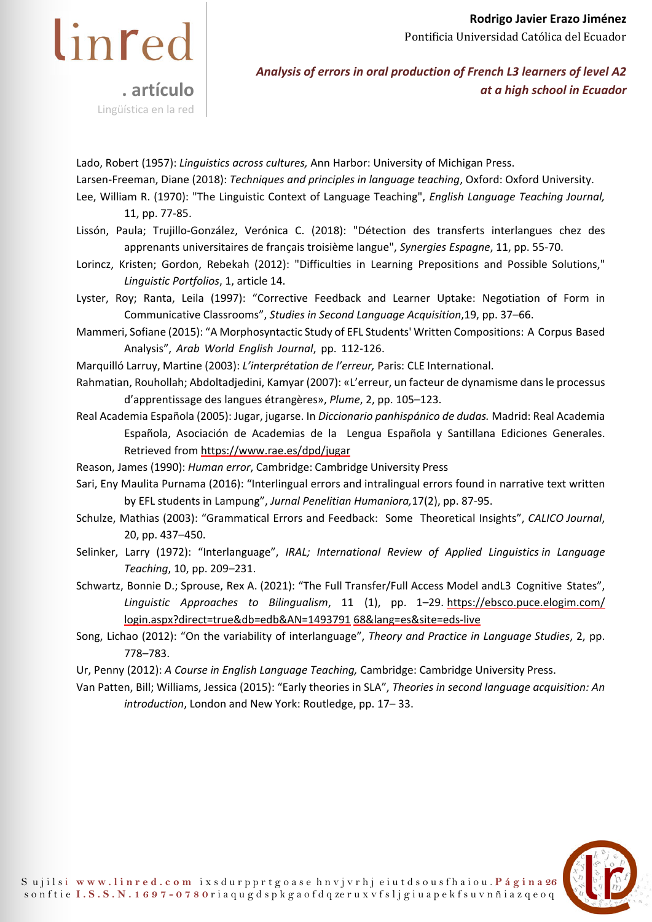Lado, Robert (1957): *Linguistics across cultures,* Ann Harbor: University of Michigan Press.

Larsen-Freeman, Diane (2018): *Techniques and principles in language teaching*, Oxford: Oxford University.

Lee, William R. (1970): "The Linguistic Context of Language Teaching", *English Language Teaching Journal,* 11, pp. 77-85.

Lissón, Paula; Trujillo-González, Verónica C. (2018): "Détection des transferts interlangues chez des apprenants universitaires de français troisième langue", *Synergies Espagne*, 11, pp. 55-70.

Lorincz, Kristen; Gordon, Rebekah (2012): "Difficulties in Learning Prepositions and Possible Solutions," *Linguistic Portfolios*, 1, article 14.

Lyster, Roy; Ranta, Leila (1997): "Corrective Feedback and Learner Uptake: Negotiation of Form in Communicative Classrooms", *Studies in Second Language Acquisition*,19, pp. 37–66.

Mammeri, Sofiane (2015): "A Morphosyntactic Study of EFL Students' Written Compositions: A Corpus Based Analysis", *Arab World English Journal*, pp. 112-126.

Marquilló Larruy, Martine (2003): *L'interprétation de l'erreur,* Paris: CLE International.

Rahmatian, Rouhollah; Abdoltadjedini, Kamyar (2007): «L'erreur, un facteur de dynamisme dans le processus d'apprentissage des langues étrangères», *Plume*, 2, pp. 105–123.

Real Academia Española (2005): Jugar, jugarse. In *Diccionario panhispánico de dudas.* Madrid: Real Academia Española, Asociación de Academias de la Lengua Española y Santillana Ediciones Generales. Retrieved from https://www.rae.es/dpd/jugar

Reason, James (1990): *Human error*, Cambridge: Cambridge University Press

Sari, Eny Maulita Purnama (2016): "Interlingual errors and intralingual errors found in narrative text written by EFL students in Lampung", *Jurnal Penelitian Humaniora,*17(2), pp. 87-95.

Schulze, Mathias (2003): "Grammatical Errors and Feedback: Some Theoretical Insights", *CALICO Journal*, 20, pp. 437–450.

Selinker, Larry (1972): "Interlanguage", *IRAL; International Review of Applied Linguistics in Language Teaching*, 10, pp. 209–231.

Schwartz, Bonnie D.; Sprouse, Rex A. (2021): "The Full Transfer/Full Access Model andL3 Cognitive States", *Linguistic Approaches to Bilingualism*, 11 (1), pp. 1–29. https://ebsco.puce.elogim.com/login.aspx?direct=true&db=edb&AN=1493791 68&lang=es&site=eds-live

Song, Lichao (2012): "On the variability of interlanguage", *Theory and Practice in Language Studies*, 2, pp. 778–783.

Ur, Penny (2012): *A Course in English Language Teaching,* Cambridge: Cambridge University Press.

Van Patten, Bill; Williams, Jessica (2015): "Early theories in SLA", *Theories in second language acquisition: An introduction*, London and New York: Routledge, pp. 17– 33.